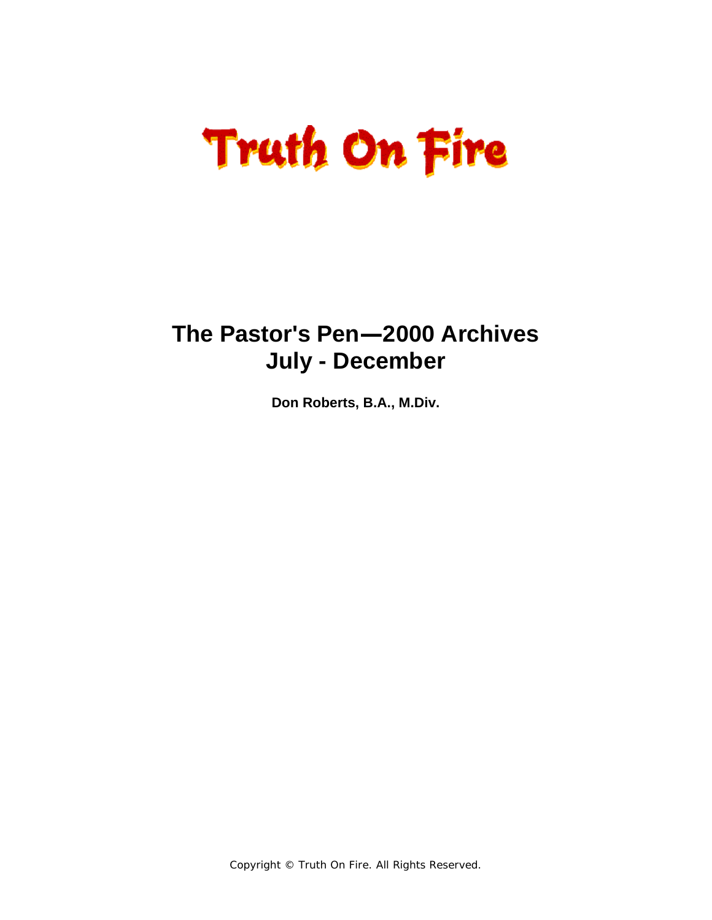# Truth On Fire

## The Pastor's Pen—2000 Archives
## July - December

**Don Roberts, B.A., M.Div.**

Copyright © Truth On Fire. All Rights Reserved.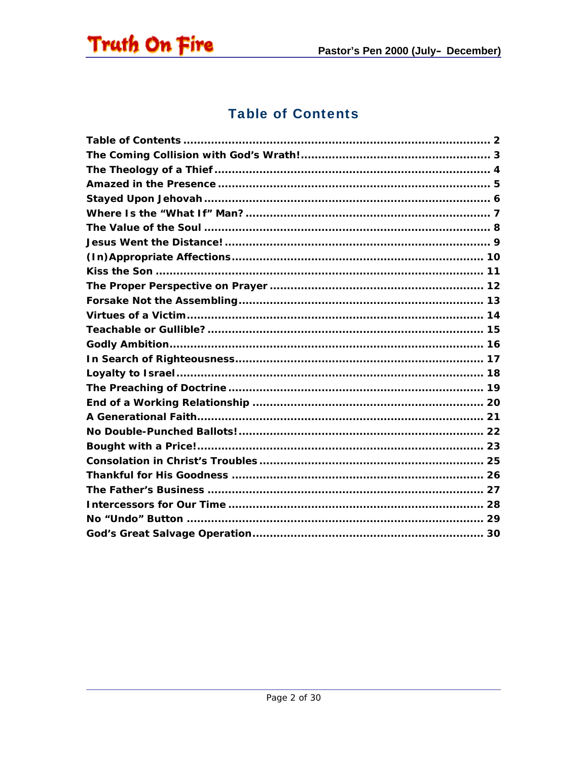# Table of Contents

Table of Contents ........................................................................................ 2
The Coming Collision with God's Wrath! ...................................................... 3
The Theology of a Thief ............................................................................... 4
Amazed in the Presence .............................................................................. 5
Stayed Upon Jehovah .................................................................................. 6
Where Is the "What If" Man? ........................................................................ 7
The Value of the Soul .................................................................................. 8
Jesus Went the Distance! ............................................................................ 9
(In)Appropriate Affections ........................................................................ 10
Kiss the Son .............................................................................................. 11
The Proper Perspective on Prayer ............................................................. 12
Forsake Not the Assembling ...................................................................... 13
Virtues of a Victim ..................................................................................... 14
Teachable or Gullible? ............................................................................... 15
Godly Ambition .......................................................................................... 16
In Search of Righteousness ....................................................................... 17
Loyalty to Israel ........................................................................................ 18
The Preaching of Doctrine ......................................................................... 19
End of a Working Relationship .................................................................. 20
A Generational Faith .................................................................................. 21
No Double-Punched Ballots! ....................................................................... 22
Bought with a Price! .................................................................................. 23
Consolation in Christ's Troubles ................................................................ 25
Thankful for His Goodness ........................................................................ 26
The Father's Business ............................................................................... 27
Intercessors for Our Time ......................................................................... 28
No "Undo" Button ..................................................................................... 29
God's Great Salvage Operation .................................................................. 30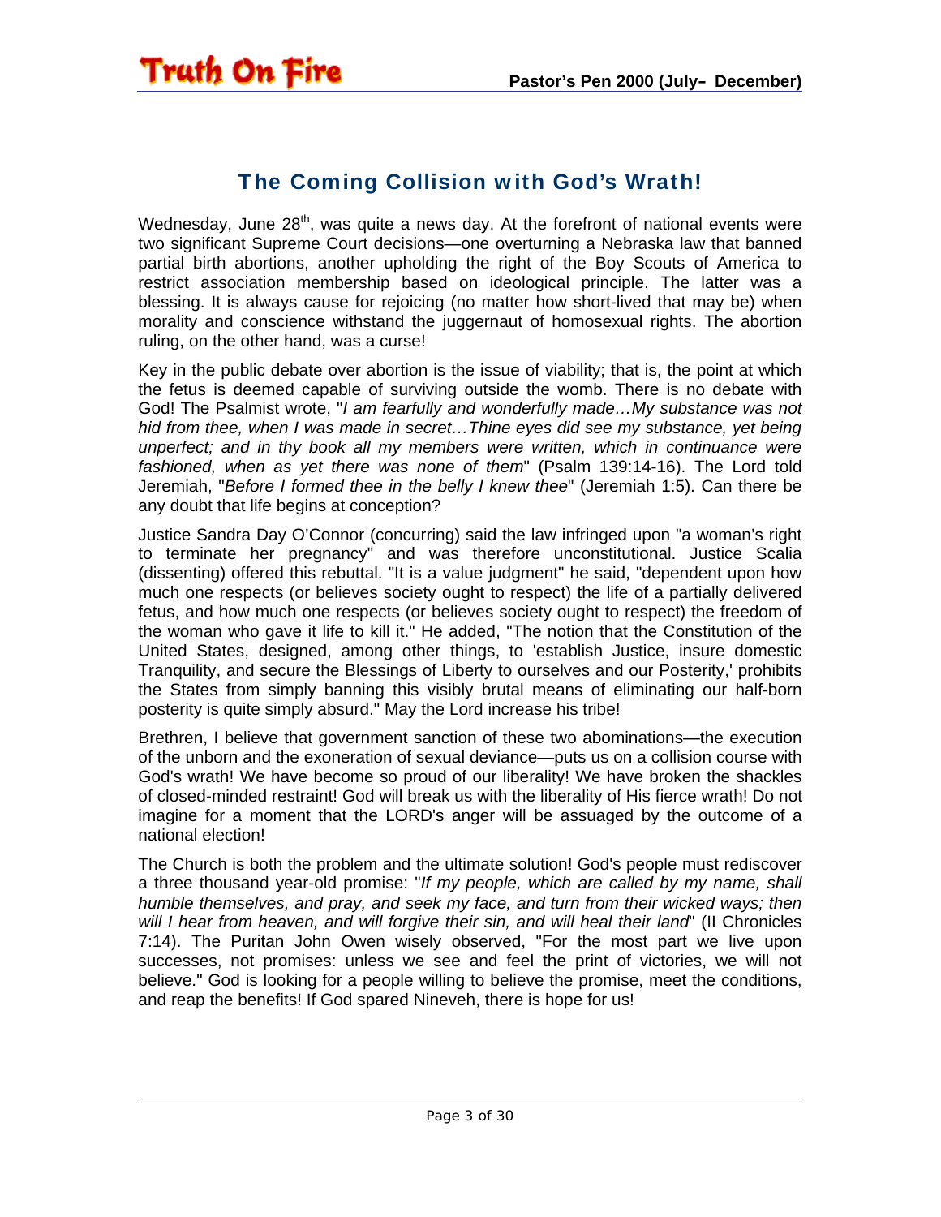## The Coming Collision with God's Wrath!

Wednesday, June 28th, was quite a news day. At the forefront of national events were two significant Supreme Court decisions—one overturning a Nebraska law that banned partial birth abortions, another upholding the right of the Boy Scouts of America to restrict association membership based on ideological principle. The latter was a blessing. It is always cause for rejoicing (no matter how short-lived that may be) when morality and conscience withstand the juggernaut of homosexual rights. The abortion ruling, on the other hand, was a curse!

Key in the public debate over abortion is the issue of viability; that is, the point at which the fetus is deemed capable of surviving outside the womb. There is no debate with God! The Psalmist wrote, "*I am fearfully and wonderfully made…My substance was not hid from thee, when I was made in secret…Thine eyes did see my substance, yet being unperfect; and in thy book all my members were written, which in continuance were fashioned, when as yet there was none of them*" (Psalm 139:14-16). The Lord told Jeremiah, "*Before I formed thee in the belly I knew thee*" (Jeremiah 1:5). Can there be any doubt that life begins at conception?

Justice Sandra Day O'Connor (concurring) said the law infringed upon "a woman's right to terminate her pregnancy" and was therefore unconstitutional. Justice Scalia (dissenting) offered this rebuttal. "It is a value judgment" he said, "dependent upon how much one respects (or believes society ought to respect) the life of a partially delivered fetus, and how much one respects (or believes society ought to respect) the freedom of the woman who gave it life to kill it." He added, "The notion that the Constitution of the United States, designed, among other things, to 'establish Justice, insure domestic Tranquility, and secure the Blessings of Liberty to ourselves and our Posterity,' prohibits the States from simply banning this visibly brutal means of eliminating our half-born posterity is quite simply absurd." May the Lord increase his tribe!

Brethren, I believe that government sanction of these two abominations—the execution of the unborn and the exoneration of sexual deviance—puts us on a collision course with God's wrath! We have become so proud of our liberality! We have broken the shackles of closed-minded restraint! God will break us with the liberality of His fierce wrath! Do not imagine for a moment that the LORD's anger will be assuaged by the outcome of a national election!

The Church is both the problem and the ultimate solution! God's people must rediscover a three thousand year-old promise: "*If my people, which are called by my name, shall humble themselves, and pray, and seek my face, and turn from their wicked ways; then will I hear from heaven, and will forgive their sin, and will heal their land*" (II Chronicles 7:14). The Puritan John Owen wisely observed, "For the most part we live upon successes, not promises: unless we see and feel the print of victories, we will not believe." God is looking for a people willing to believe the promise, meet the conditions, and reap the benefits! If God spared Nineveh, there is hope for us!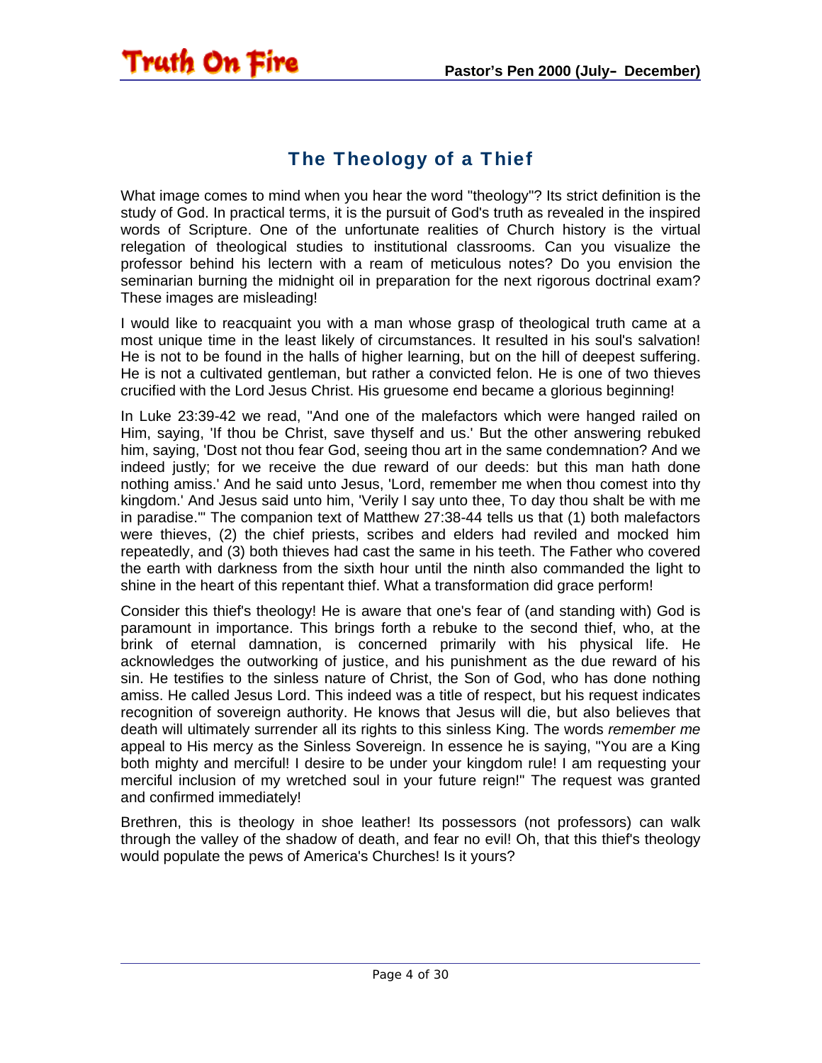## The Theology of a Thief

What image comes to mind when you hear the word "theology"? Its strict definition is the study of God. In practical terms, it is the pursuit of God's truth as revealed in the inspired words of Scripture. One of the unfortunate realities of Church history is the virtual relegation of theological studies to institutional classrooms. Can you visualize the professor behind his lectern with a ream of meticulous notes? Do you envision the seminarian burning the midnight oil in preparation for the next rigorous doctrinal exam? These images are misleading!

I would like to reacquaint you with a man whose grasp of theological truth came at a most unique time in the least likely of circumstances. It resulted in his soul's salvation! He is not to be found in the halls of higher learning, but on the hill of deepest suffering. He is not a cultivated gentleman, but rather a convicted felon. He is one of two thieves crucified with the Lord Jesus Christ. His gruesome end became a glorious beginning!

In Luke 23:39-42 we read, "And one of the malefactors which were hanged railed on Him, saying, 'If thou be Christ, save thyself and us.' But the other answering rebuked him, saying, 'Dost not thou fear God, seeing thou art in the same condemnation? And we indeed justly; for we receive the due reward of our deeds: but this man hath done nothing amiss.' And he said unto Jesus, 'Lord, remember me when thou comest into thy kingdom.' And Jesus said unto him, 'Verily I say unto thee, To day thou shalt be with me in paradise.'" The companion text of Matthew 27:38-44 tells us that (1) both malefactors were thieves, (2) the chief priests, scribes and elders had reviled and mocked him repeatedly, and (3) both thieves had cast the same in his teeth. The Father who covered the earth with darkness from the sixth hour until the ninth also commanded the light to shine in the heart of this repentant thief. What a transformation did grace perform!

Consider this thief's theology! He is aware that one's fear of (and standing with) God is paramount in importance. This brings forth a rebuke to the second thief, who, at the brink of eternal damnation, is concerned primarily with his physical life. He acknowledges the outworking of justice, and his punishment as the due reward of his sin. He testifies to the sinless nature of Christ, the Son of God, who has done nothing amiss. He called Jesus Lord. This indeed was a title of respect, but his request indicates recognition of sovereign authority. He knows that Jesus will die, but also believes that death will ultimately surrender all its rights to this sinless King. The words *remember me* appeal to His mercy as the Sinless Sovereign. In essence he is saying, "You are a King both mighty and merciful! I desire to be under your kingdom rule! I am requesting your merciful inclusion of my wretched soul in your future reign!" The request was granted and confirmed immediately!

Brethren, this is theology in shoe leather! Its possessors (not professors) can walk through the valley of the shadow of death, and fear no evil! Oh, that this thief's theology would populate the pews of America's Churches! Is it yours?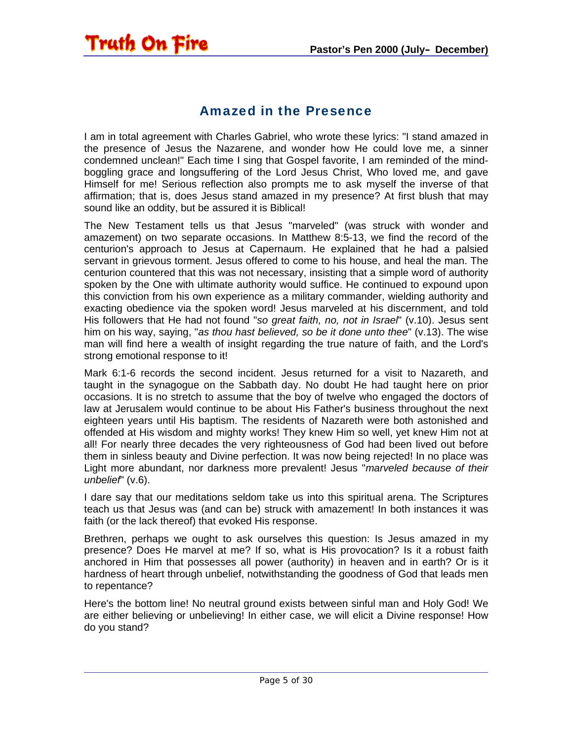## Amazed in the Presence

I am in total agreement with Charles Gabriel, who wrote these lyrics: "I stand amazed in the presence of Jesus the Nazarene, and wonder how He could love me, a sinner condemned unclean!" Each time I sing that Gospel favorite, I am reminded of the mind-boggling grace and longsuffering of the Lord Jesus Christ, Who loved me, and gave Himself for me! Serious reflection also prompts me to ask myself the inverse of that affirmation; that is, does Jesus stand amazed in my presence? At first blush that may sound like an oddity, but be assured it is Biblical!

The New Testament tells us that Jesus "marveled" (was struck with wonder and amazement) on two separate occasions. In Matthew 8:5-13, we find the record of the centurion's approach to Jesus at Capernaum. He explained that he had a palsied servant in grievous torment. Jesus offered to come to his house, and heal the man. The centurion countered that this was not necessary, insisting that a simple word of authority spoken by the One with ultimate authority would suffice. He continued to expound upon this conviction from his own experience as a military commander, wielding authority and exacting obedience via the spoken word! Jesus marveled at his discernment, and told His followers that He had not found "*so great faith, no, not in Israel*" (v.10). Jesus sent him on his way, saying, "*as thou hast believed, so be it done unto thee*" (v.13). The wise man will find here a wealth of insight regarding the true nature of faith, and the Lord's strong emotional response to it!

Mark 6:1-6 records the second incident. Jesus returned for a visit to Nazareth, and taught in the synagogue on the Sabbath day. No doubt He had taught here on prior occasions. It is no stretch to assume that the boy of twelve who engaged the doctors of law at Jerusalem would continue to be about His Father's business throughout the next eighteen years until His baptism. The residents of Nazareth were both astonished and offended at His wisdom and mighty works! They knew Him so well, yet knew Him not at all! For nearly three decades the very righteousness of God had been lived out before them in sinless beauty and Divine perfection. It was now being rejected! In no place was Light more abundant, nor darkness more prevalent! Jesus "*marveled because of their unbelief*" (v.6).

I dare say that our meditations seldom take us into this spiritual arena. The Scriptures teach us that Jesus was (and can be) struck with amazement! In both instances it was faith (or the lack thereof) that evoked His response.

Brethren, perhaps we ought to ask ourselves this question: Is Jesus amazed in my presence? Does He marvel at me? If so, what is His provocation? Is it a robust faith anchored in Him that possesses all power (authority) in heaven and in earth? Or is it hardness of heart through unbelief, notwithstanding the goodness of God that leads men to repentance?

Here's the bottom line! No neutral ground exists between sinful man and Holy God! We are either believing or unbelieving! In either case, we will elicit a Divine response! How do you stand?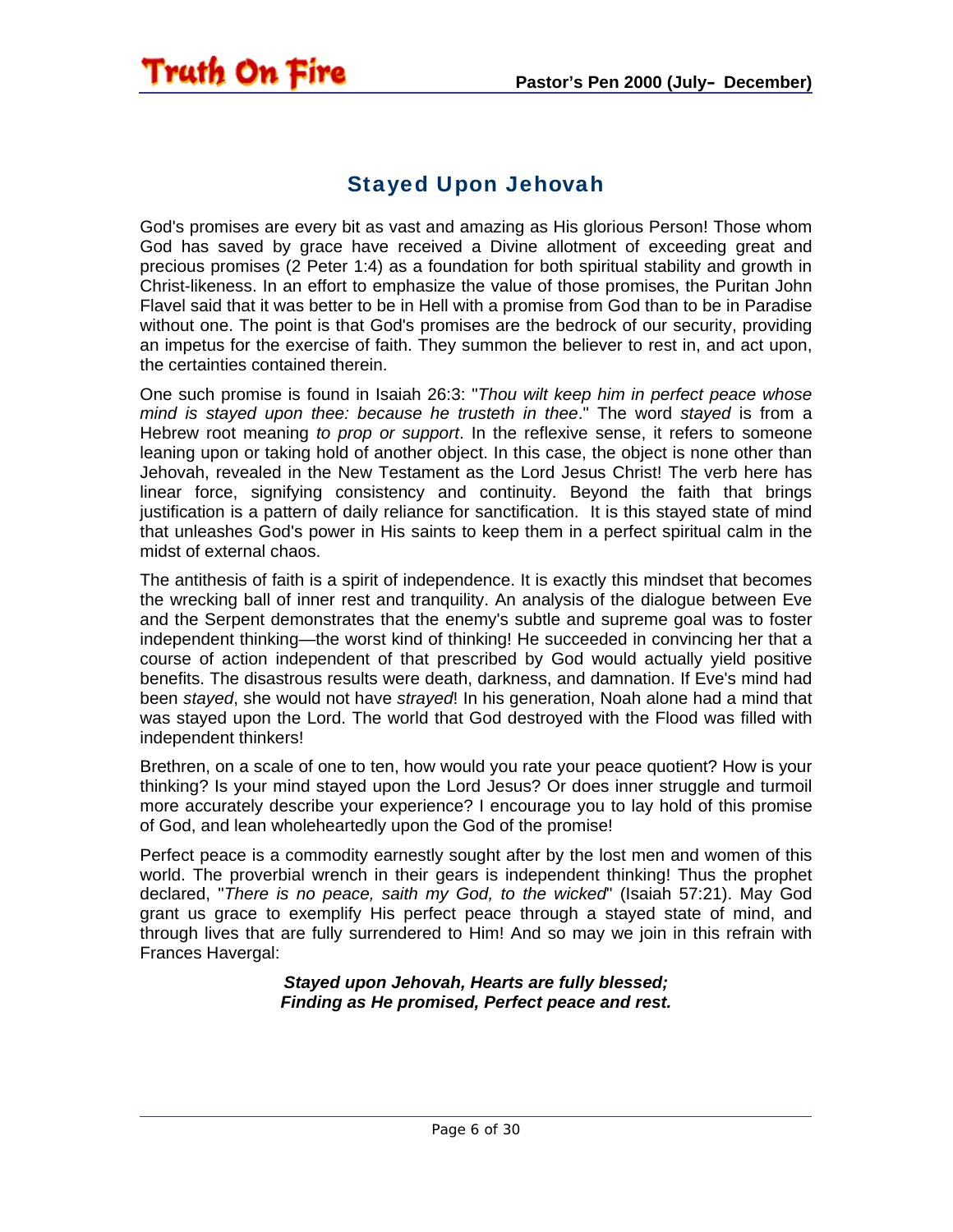## Stayed Upon Jehovah

God's promises are every bit as vast and amazing as His glorious Person! Those whom God has saved by grace have received a Divine allotment of exceeding great and precious promises (2 Peter 1:4) as a foundation for both spiritual stability and growth in Christ-likeness. In an effort to emphasize the value of those promises, the Puritan John Flavel said that it was better to be in Hell with a promise from God than to be in Paradise without one. The point is that God's promises are the bedrock of our security, providing an impetus for the exercise of faith. They summon the believer to rest in, and act upon, the certainties contained therein.

One such promise is found in Isaiah 26:3: "*Thou wilt keep him in perfect peace whose mind is stayed upon thee: because he trusteth in thee*." The word *stayed* is from a Hebrew root meaning *to prop or support*. In the reflexive sense, it refers to someone leaning upon or taking hold of another object. In this case, the object is none other than Jehovah, revealed in the New Testament as the Lord Jesus Christ! The verb here has linear force, signifying consistency and continuity. Beyond the faith that brings justification is a pattern of daily reliance for sanctification. It is this stayed state of mind that unleashes God's power in His saints to keep them in a perfect spiritual calm in the midst of external chaos.

The antithesis of faith is a spirit of independence. It is exactly this mindset that becomes the wrecking ball of inner rest and tranquility. An analysis of the dialogue between Eve and the Serpent demonstrates that the enemy's subtle and supreme goal was to foster independent thinking—the worst kind of thinking! He succeeded in convincing her that a course of action independent of that prescribed by God would actually yield positive benefits. The disastrous results were death, darkness, and damnation. If Eve's mind had been *stayed*, she would not have *strayed*! In his generation, Noah alone had a mind that was stayed upon the Lord. The world that God destroyed with the Flood was filled with independent thinkers!

Brethren, on a scale of one to ten, how would you rate your peace quotient? How is your thinking? Is your mind stayed upon the Lord Jesus? Or does inner struggle and turmoil more accurately describe your experience? I encourage you to lay hold of this promise of God, and lean wholeheartedly upon the God of the promise!

Perfect peace is a commodity earnestly sought after by the lost men and women of this world. The proverbial wrench in their gears is independent thinking! Thus the prophet declared, "*There is no peace, saith my God, to the wicked*" (Isaiah 57:21). May God grant us grace to exemplify His perfect peace through a stayed state of mind, and through lives that are fully surrendered to Him! And so may we join in this refrain with Frances Havergal:

***Stayed upon Jehovah, Hearts are fully blessed;***
***Finding as He promised, Perfect peace and rest.***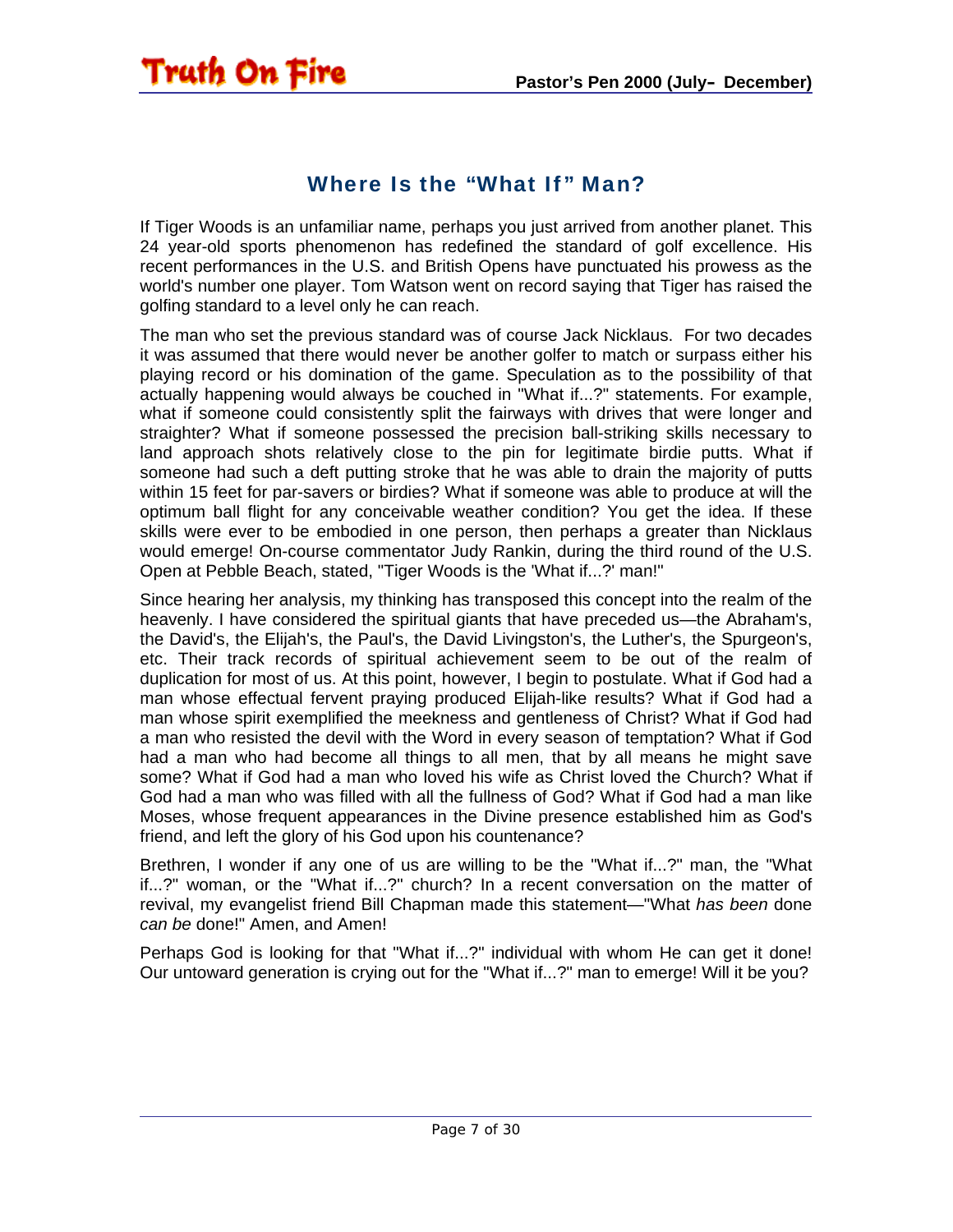## Where Is the "What If" Man?

If Tiger Woods is an unfamiliar name, perhaps you just arrived from another planet. This 24 year-old sports phenomenon has redefined the standard of golf excellence. His recent performances in the U.S. and British Opens have punctuated his prowess as the world's number one player. Tom Watson went on record saying that Tiger has raised the golfing standard to a level only he can reach.

The man who set the previous standard was of course Jack Nicklaus. For two decades it was assumed that there would never be another golfer to match or surpass either his playing record or his domination of the game. Speculation as to the possibility of that actually happening would always be couched in "What if...?" statements. For example, what if someone could consistently split the fairways with drives that were longer and straighter? What if someone possessed the precision ball-striking skills necessary to land approach shots relatively close to the pin for legitimate birdie putts. What if someone had such a deft putting stroke that he was able to drain the majority of putts within 15 feet for par-savers or birdies? What if someone was able to produce at will the optimum ball flight for any conceivable weather condition? You get the idea. If these skills were ever to be embodied in one person, then perhaps a greater than Nicklaus would emerge! On-course commentator Judy Rankin, during the third round of the U.S. Open at Pebble Beach, stated, "Tiger Woods is the 'What if...?' man!"

Since hearing her analysis, my thinking has transposed this concept into the realm of the heavenly. I have considered the spiritual giants that have preceded us—the Abraham's, the David's, the Elijah's, the Paul's, the David Livingston's, the Luther's, the Spurgeon's, etc. Their track records of spiritual achievement seem to be out of the realm of duplication for most of us. At this point, however, I begin to postulate. What if God had a man whose effectual fervent praying produced Elijah-like results? What if God had a man whose spirit exemplified the meekness and gentleness of Christ? What if God had a man who resisted the devil with the Word in every season of temptation? What if God had a man who had become all things to all men, that by all means he might save some? What if God had a man who loved his wife as Christ loved the Church? What if God had a man who was filled with all the fullness of God? What if God had a man like Moses, whose frequent appearances in the Divine presence established him as God's friend, and left the glory of his God upon his countenance?

Brethren, I wonder if any one of us are willing to be the "What if...?" man, the "What if...?" woman, or the "What if...?" church? In a recent conversation on the matter of revival, my evangelist friend Bill Chapman made this statement—"What *has been* done *can be* done!" Amen, and Amen!

Perhaps God is looking for that "What if...?" individual with whom He can get it done! Our untoward generation is crying out for the "What if...?" man to emerge! Will it be you?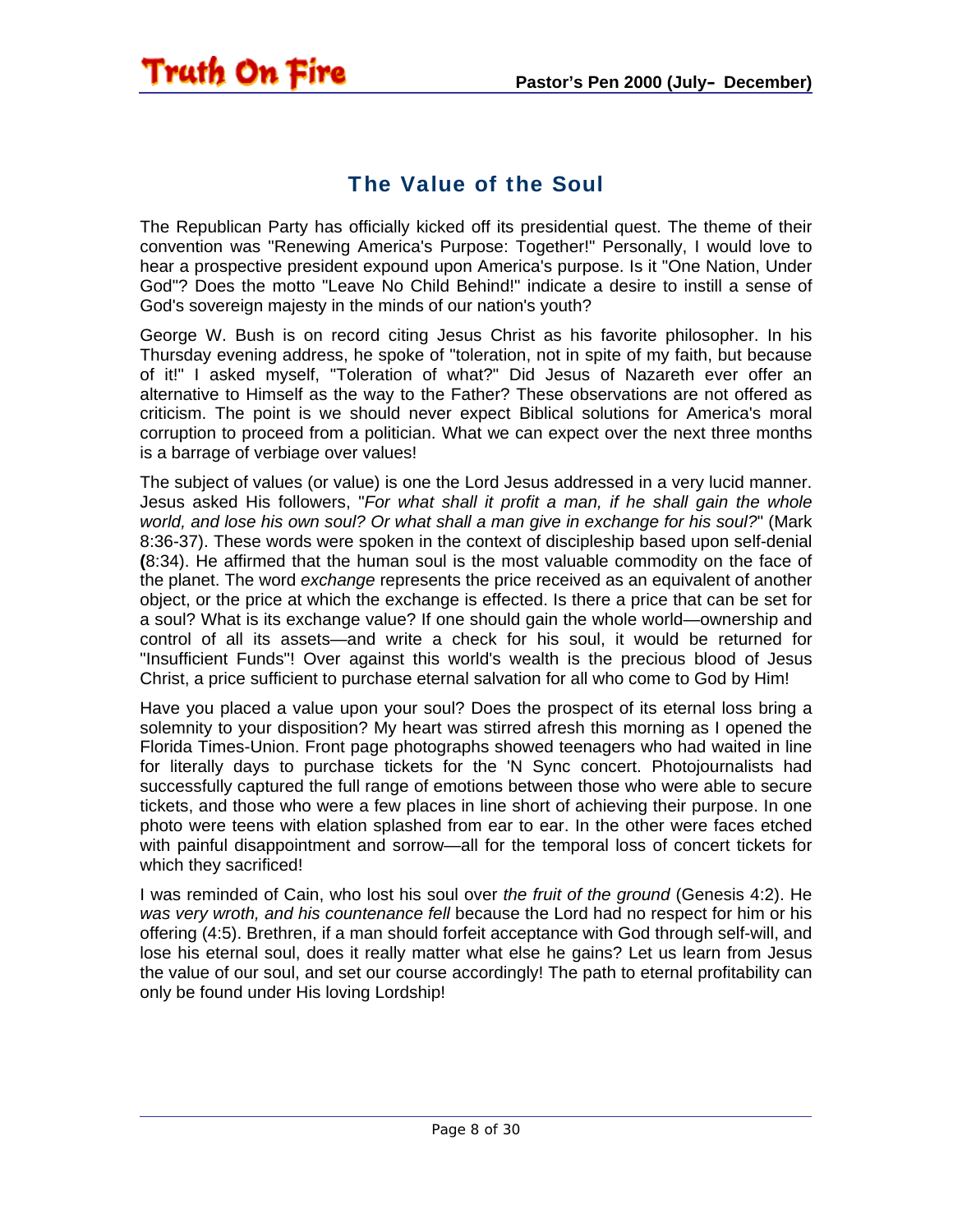## The Value of the Soul

The Republican Party has officially kicked off its presidential quest. The theme of their convention was "Renewing America's Purpose: Together!" Personally, I would love to hear a prospective president expound upon America's purpose. Is it "One Nation, Under God"? Does the motto "Leave No Child Behind!" indicate a desire to instill a sense of God's sovereign majesty in the minds of our nation's youth?

George W. Bush is on record citing Jesus Christ as his favorite philosopher. In his Thursday evening address, he spoke of "toleration, not in spite of my faith, but because of it!" I asked myself, "Toleration of what?" Did Jesus of Nazareth ever offer an alternative to Himself as the way to the Father? These observations are not offered as criticism. The point is we should never expect Biblical solutions for America's moral corruption to proceed from a politician. What we can expect over the next three months is a barrage of verbiage over values!

The subject of values (or value) is one the Lord Jesus addressed in a very lucid manner. Jesus asked His followers, "*For what shall it profit a man, if he shall gain the whole world, and lose his own soul? Or what shall a man give in exchange for his soul?*" (Mark 8:36-37). These words were spoken in the context of discipleship based upon self-denial **(**8:34). He affirmed that the human soul is the most valuable commodity on the face of the planet. The word *exchange* represents the price received as an equivalent of another object, or the price at which the exchange is effected. Is there a price that can be set for a soul? What is its exchange value? If one should gain the whole world—ownership and control of all its assets—and write a check for his soul, it would be returned for "Insufficient Funds"! Over against this world's wealth is the precious blood of Jesus Christ, a price sufficient to purchase eternal salvation for all who come to God by Him!

Have you placed a value upon your soul? Does the prospect of its eternal loss bring a solemnity to your disposition? My heart was stirred afresh this morning as I opened the Florida Times-Union. Front page photographs showed teenagers who had waited in line for literally days to purchase tickets for the 'N Sync concert. Photojournalists had successfully captured the full range of emotions between those who were able to secure tickets, and those who were a few places in line short of achieving their purpose. In one photo were teens with elation splashed from ear to ear. In the other were faces etched with painful disappointment and sorrow—all for the temporal loss of concert tickets for which they sacrificed!

I was reminded of Cain, who lost his soul over *the fruit of the ground* (Genesis 4:2). He *was very wroth, and his countenance fell* because the Lord had no respect for him or his offering (4:5). Brethren, if a man should forfeit acceptance with God through self-will, and lose his eternal soul, does it really matter what else he gains? Let us learn from Jesus the value of our soul, and set our course accordingly! The path to eternal profitability can only be found under His loving Lordship!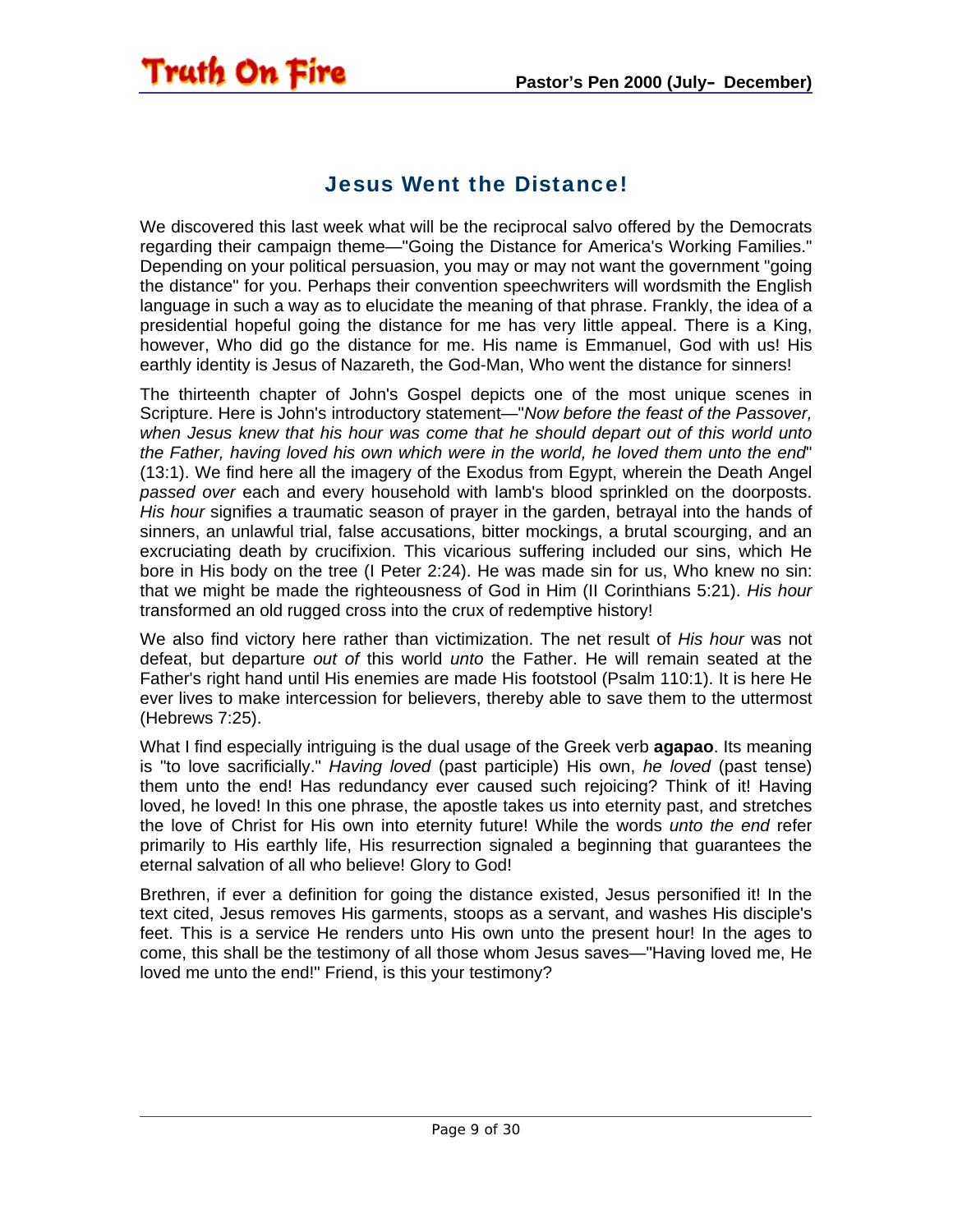## Jesus Went the Distance!

We discovered this last week what will be the reciprocal salvo offered by the Democrats regarding their campaign theme—"Going the Distance for America's Working Families." Depending on your political persuasion, you may or may not want the government "going the distance" for you. Perhaps their convention speechwriters will wordsmith the English language in such a way as to elucidate the meaning of that phrase. Frankly, the idea of a presidential hopeful going the distance for me has very little appeal. There is a King, however, Who did go the distance for me. His name is Emmanuel, God with us! His earthly identity is Jesus of Nazareth, the God-Man, Who went the distance for sinners!

The thirteenth chapter of John's Gospel depicts one of the most unique scenes in Scripture. Here is John's introductory statement—"*Now before the feast of the Passover, when Jesus knew that his hour was come that he should depart out of this world unto the Father, having loved his own which were in the world, he loved them unto the end*" (13:1). We find here all the imagery of the Exodus from Egypt, wherein the Death Angel *passed over* each and every household with lamb's blood sprinkled on the doorposts. *His hour* signifies a traumatic season of prayer in the garden, betrayal into the hands of sinners, an unlawful trial, false accusations, bitter mockings, a brutal scourging, and an excruciating death by crucifixion. This vicarious suffering included our sins, which He bore in His body on the tree (I Peter 2:24). He was made sin for us, Who knew no sin: that we might be made the righteousness of God in Him (II Corinthians 5:21). *His hour* transformed an old rugged cross into the crux of redemptive history!

We also find victory here rather than victimization. The net result of *His hour* was not defeat, but departure *out of* this world *unto* the Father. He will remain seated at the Father's right hand until His enemies are made His footstool (Psalm 110:1). It is here He ever lives to make intercession for believers, thereby able to save them to the uttermost (Hebrews 7:25).

What I find especially intriguing is the dual usage of the Greek verb **agapao**. Its meaning is "to love sacrificially." *Having loved* (past participle) His own, *he loved* (past tense) them unto the end! Has redundancy ever caused such rejoicing? Think of it! Having loved, he loved! In this one phrase, the apostle takes us into eternity past, and stretches the love of Christ for His own into eternity future! While the words *unto the end* refer primarily to His earthly life, His resurrection signaled a beginning that guarantees the eternal salvation of all who believe! Glory to God!

Brethren, if ever a definition for going the distance existed, Jesus personified it! In the text cited, Jesus removes His garments, stoops as a servant, and washes His disciple's feet. This is a service He renders unto His own unto the present hour! In the ages to come, this shall be the testimony of all those whom Jesus saves—"Having loved me, He loved me unto the end!" Friend, is this your testimony?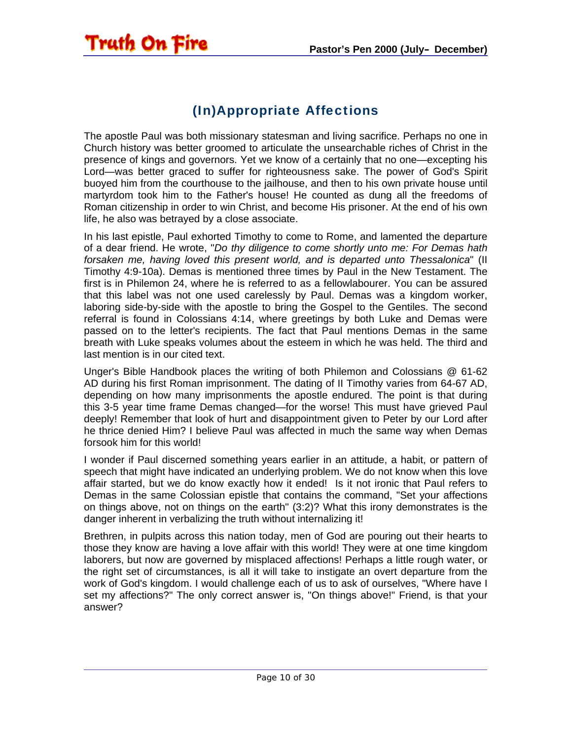## (In)Appropriate Affections

The apostle Paul was both missionary statesman and living sacrifice. Perhaps no one in Church history was better groomed to articulate the unsearchable riches of Christ in the presence of kings and governors. Yet we know of a certainly that no one—excepting his Lord—was better graced to suffer for righteousness sake. The power of God's Spirit buoyed him from the courthouse to the jailhouse, and then to his own private house until martyrdom took him to the Father's house! He counted as dung all the freedoms of Roman citizenship in order to win Christ, and become His prisoner. At the end of his own life, he also was betrayed by a close associate.

In his last epistle, Paul exhorted Timothy to come to Rome, and lamented the departure of a dear friend. He wrote, "*Do thy diligence to come shortly unto me: For Demas hath forsaken me, having loved this present world, and is departed unto Thessalonica*" (II Timothy 4:9-10a). Demas is mentioned three times by Paul in the New Testament. The first is in Philemon 24, where he is referred to as a fellowlabourer. You can be assured that this label was not one used carelessly by Paul. Demas was a kingdom worker, laboring side-by-side with the apostle to bring the Gospel to the Gentiles. The second referral is found in Colossians 4:14, where greetings by both Luke and Demas were passed on to the letter's recipients. The fact that Paul mentions Demas in the same breath with Luke speaks volumes about the esteem in which he was held. The third and last mention is in our cited text.

Unger's Bible Handbook places the writing of both Philemon and Colossians @ 61-62 AD during his first Roman imprisonment. The dating of II Timothy varies from 64-67 AD, depending on how many imprisonments the apostle endured. The point is that during this 3-5 year time frame Demas changed—for the worse! This must have grieved Paul deeply! Remember that look of hurt and disappointment given to Peter by our Lord after he thrice denied Him? I believe Paul was affected in much the same way when Demas forsook him for this world!

I wonder if Paul discerned something years earlier in an attitude, a habit, or pattern of speech that might have indicated an underlying problem. We do not know when this love affair started, but we do know exactly how it ended! Is it not ironic that Paul refers to Demas in the same Colossian epistle that contains the command, "Set your affections on things above, not on things on the earth" (3:2)? What this irony demonstrates is the danger inherent in verbalizing the truth without internalizing it!

Brethren, in pulpits across this nation today, men of God are pouring out their hearts to those they know are having a love affair with this world! They were at one time kingdom laborers, but now are governed by misplaced affections! Perhaps a little rough water, or the right set of circumstances, is all it will take to instigate an overt departure from the work of God's kingdom. I would challenge each of us to ask of ourselves, "Where have I set my affections?" The only correct answer is, "On things above!" Friend, is that your answer?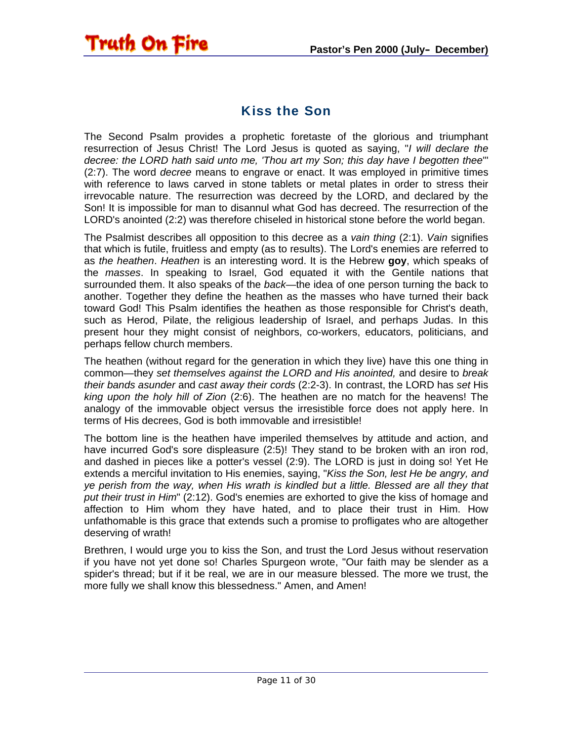# Kiss the Son

The Second Psalm provides a prophetic foretaste of the glorious and triumphant resurrection of Jesus Christ! The Lord Jesus is quoted as saying, "*I will declare the decree: the LORD hath said unto me, 'Thou art my Son; this day have I begotten thee*'" (2:7). The word *decree* means to engrave or enact. It was employed in primitive times with reference to laws carved in stone tablets or metal plates in order to stress their irrevocable nature. The resurrection was decreed by the LORD, and declared by the Son! It is impossible for man to disannul what God has decreed. The resurrection of the LORD's anointed (2:2) was therefore chiseled in historical stone before the world began.

The Psalmist describes all opposition to this decree as a *vain thing* (2:1). *Vain* signifies that which is futile, fruitless and empty (as to results). The Lord's enemies are referred to as *the heathen*. *Heathen* is an interesting word. It is the Hebrew **goy**, which speaks of the *masses*. In speaking to Israel, God equated it with the Gentile nations that surrounded them. It also speaks of the *back*—the idea of one person turning the back to another. Together they define the heathen as the masses who have turned their back toward God! This Psalm identifies the heathen as those responsible for Christ's death, such as Herod, Pilate, the religious leadership of Israel, and perhaps Judas. In this present hour they might consist of neighbors, co-workers, educators, politicians, and perhaps fellow church members.

The heathen (without regard for the generation in which they live) have this one thing in common—they *set themselves against the LORD and His anointed,* and desire to *break their bands asunder* and *cast away their cords* (2:2-3). In contrast, the LORD has *set* His *king upon the holy hill of Zion* (2:6). The heathen are no match for the heavens! The analogy of the immovable object versus the irresistible force does not apply here. In terms of His decrees, God is both immovable and irresistible!

The bottom line is the heathen have imperiled themselves by attitude and action, and have incurred God's sore displeasure (2:5)! They stand to be broken with an iron rod, and dashed in pieces like a potter's vessel (2:9). The LORD is just in doing so! Yet He extends a merciful invitation to His enemies, saying, "*Kiss the Son, lest He be angry, and ye perish from the way, when His wrath is kindled but a little. Blessed are all they that put their trust in Him*" (2:12). God's enemies are exhorted to give the kiss of homage and affection to Him whom they have hated, and to place their trust in Him. How unfathomable is this grace that extends such a promise to profligates who are altogether deserving of wrath!

Brethren, I would urge you to kiss the Son, and trust the Lord Jesus without reservation if you have not yet done so! Charles Spurgeon wrote, "Our faith may be slender as a spider's thread; but if it be real, we are in our measure blessed. The more we trust, the more fully we shall know this blessedness." Amen, and Amen!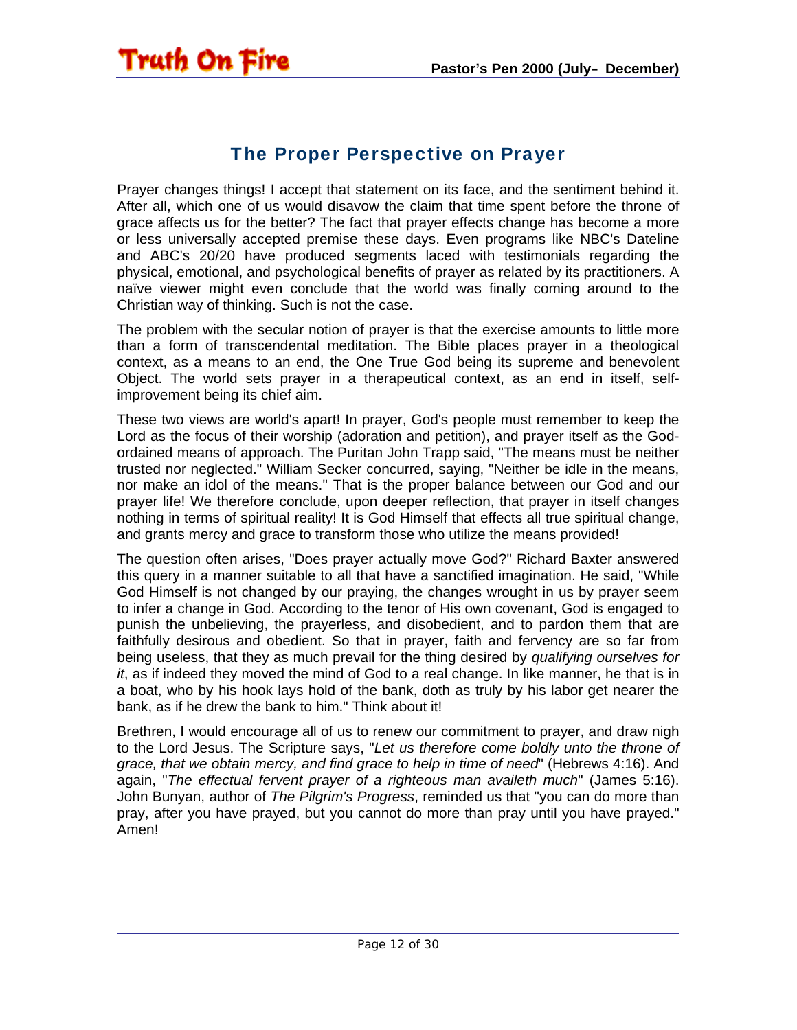## The Proper Perspective on Prayer

Prayer changes things! I accept that statement on its face, and the sentiment behind it. After all, which one of us would disavow the claim that time spent before the throne of grace affects us for the better? The fact that prayer effects change has become a more or less universally accepted premise these days. Even programs like NBC's Dateline and ABC's 20/20 have produced segments laced with testimonials regarding the physical, emotional, and psychological benefits of prayer as related by its practitioners. A naïve viewer might even conclude that the world was finally coming around to the Christian way of thinking. Such is not the case.

The problem with the secular notion of prayer is that the exercise amounts to little more than a form of transcendental meditation. The Bible places prayer in a theological context, as a means to an end, the One True God being its supreme and benevolent Object. The world sets prayer in a therapeutical context, as an end in itself, self-improvement being its chief aim.

These two views are world's apart! In prayer, God's people must remember to keep the Lord as the focus of their worship (adoration and petition), and prayer itself as the God-ordained means of approach. The Puritan John Trapp said, "The means must be neither trusted nor neglected." William Secker concurred, saying, "Neither be idle in the means, nor make an idol of the means." That is the proper balance between our God and our prayer life! We therefore conclude, upon deeper reflection, that prayer in itself changes nothing in terms of spiritual reality! It is God Himself that effects all true spiritual change, and grants mercy and grace to transform those who utilize the means provided!

The question often arises, "Does prayer actually move God?" Richard Baxter answered this query in a manner suitable to all that have a sanctified imagination. He said, "While God Himself is not changed by our praying, the changes wrought in us by prayer seem to infer a change in God. According to the tenor of His own covenant, God is engaged to punish the unbelieving, the prayerless, and disobedient, and to pardon them that are faithfully desirous and obedient. So that in prayer, faith and fervency are so far from being useless, that they as much prevail for the thing desired by *qualifying ourselves for it*, as if indeed they moved the mind of God to a real change. In like manner, he that is in a boat, who by his hook lays hold of the bank, doth as truly by his labor get nearer the bank, as if he drew the bank to him." Think about it!

Brethren, I would encourage all of us to renew our commitment to prayer, and draw nigh to the Lord Jesus. The Scripture says, "*Let us therefore come boldly unto the throne of grace, that we obtain mercy, and find grace to help in time of need*" (Hebrews 4:16). And again, "*The effectual fervent prayer of a righteous man availeth much*" (James 5:16). John Bunyan, author of *The Pilgrim's Progress*, reminded us that "you can do more than pray, after you have prayed, but you cannot do more than pray until you have prayed." Amen!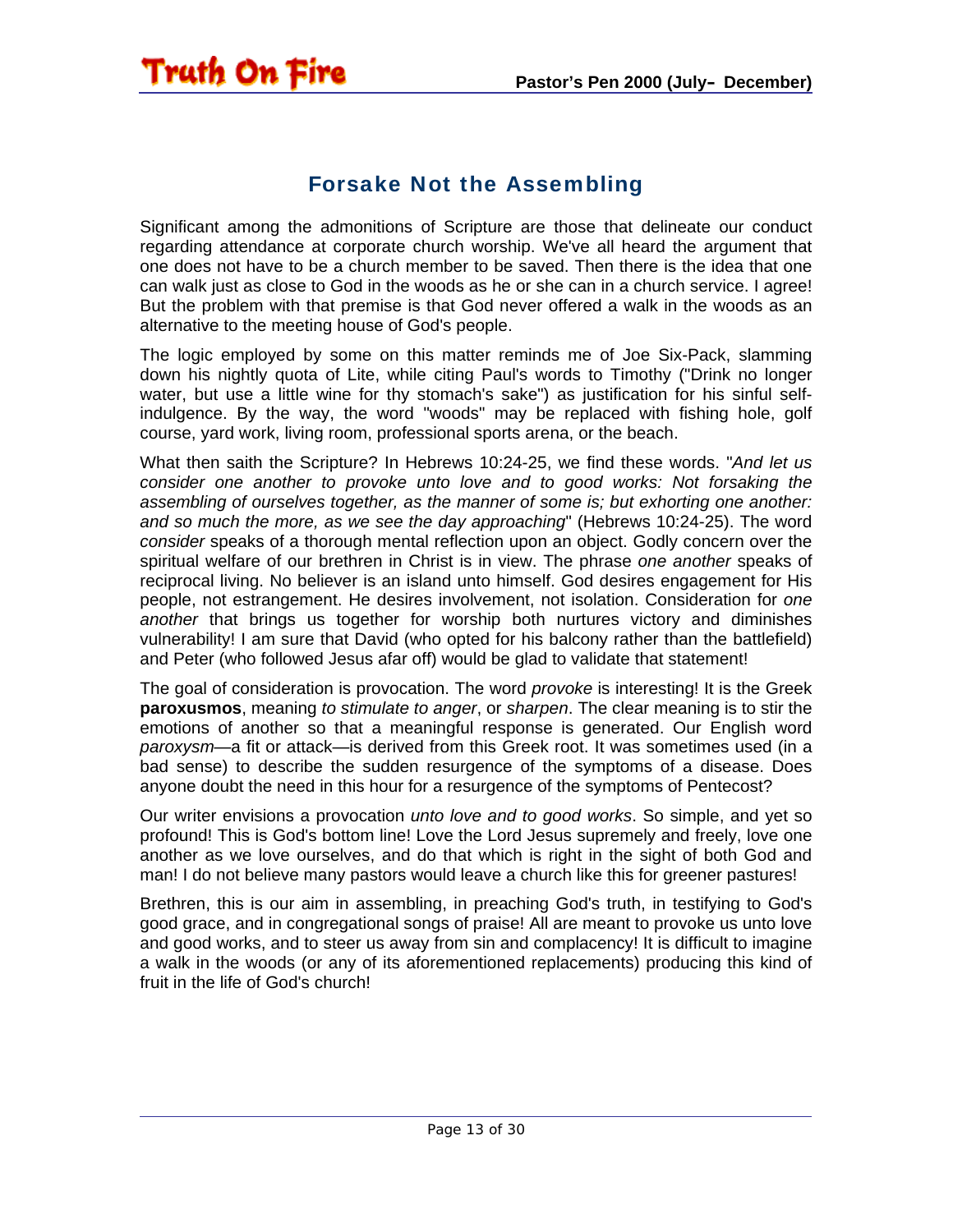## Forsake Not the Assembling

Significant among the admonitions of Scripture are those that delineate our conduct regarding attendance at corporate church worship. We've all heard the argument that one does not have to be a church member to be saved. Then there is the idea that one can walk just as close to God in the woods as he or she can in a church service. I agree! But the problem with that premise is that God never offered a walk in the woods as an alternative to the meeting house of God's people.

The logic employed by some on this matter reminds me of Joe Six-Pack, slamming down his nightly quota of Lite, while citing Paul's words to Timothy ("Drink no longer water, but use a little wine for thy stomach's sake") as justification for his sinful self-indulgence. By the way, the word "woods" may be replaced with fishing hole, golf course, yard work, living room, professional sports arena, or the beach.

What then saith the Scripture? In Hebrews 10:24-25, we find these words. "*And let us consider one another to provoke unto love and to good works: Not forsaking the assembling of ourselves together, as the manner of some is; but exhorting one another: and so much the more, as we see the day approaching*" (Hebrews 10:24-25). The word *consider* speaks of a thorough mental reflection upon an object. Godly concern over the spiritual welfare of our brethren in Christ is in view. The phrase *one another* speaks of reciprocal living. No believer is an island unto himself. God desires engagement for His people, not estrangement. He desires involvement, not isolation. Consideration for *one another* that brings us together for worship both nurtures victory and diminishes vulnerability! I am sure that David (who opted for his balcony rather than the battlefield) and Peter (who followed Jesus afar off) would be glad to validate that statement!

The goal of consideration is provocation. The word *provoke* is interesting! It is the Greek **paroxusmos**, meaning *to stimulate to anger*, or *sharpen*. The clear meaning is to stir the emotions of another so that a meaningful response is generated. Our English word *paroxysm*—a fit or attack—is derived from this Greek root. It was sometimes used (in a bad sense) to describe the sudden resurgence of the symptoms of a disease. Does anyone doubt the need in this hour for a resurgence of the symptoms of Pentecost?

Our writer envisions a provocation *unto love and to good works*. So simple, and yet so profound! This is God's bottom line! Love the Lord Jesus supremely and freely, love one another as we love ourselves, and do that which is right in the sight of both God and man! I do not believe many pastors would leave a church like this for greener pastures!

Brethren, this is our aim in assembling, in preaching God's truth, in testifying to God's good grace, and in congregational songs of praise! All are meant to provoke us unto love and good works, and to steer us away from sin and complacency! It is difficult to imagine a walk in the woods (or any of its aforementioned replacements) producing this kind of fruit in the life of God's church!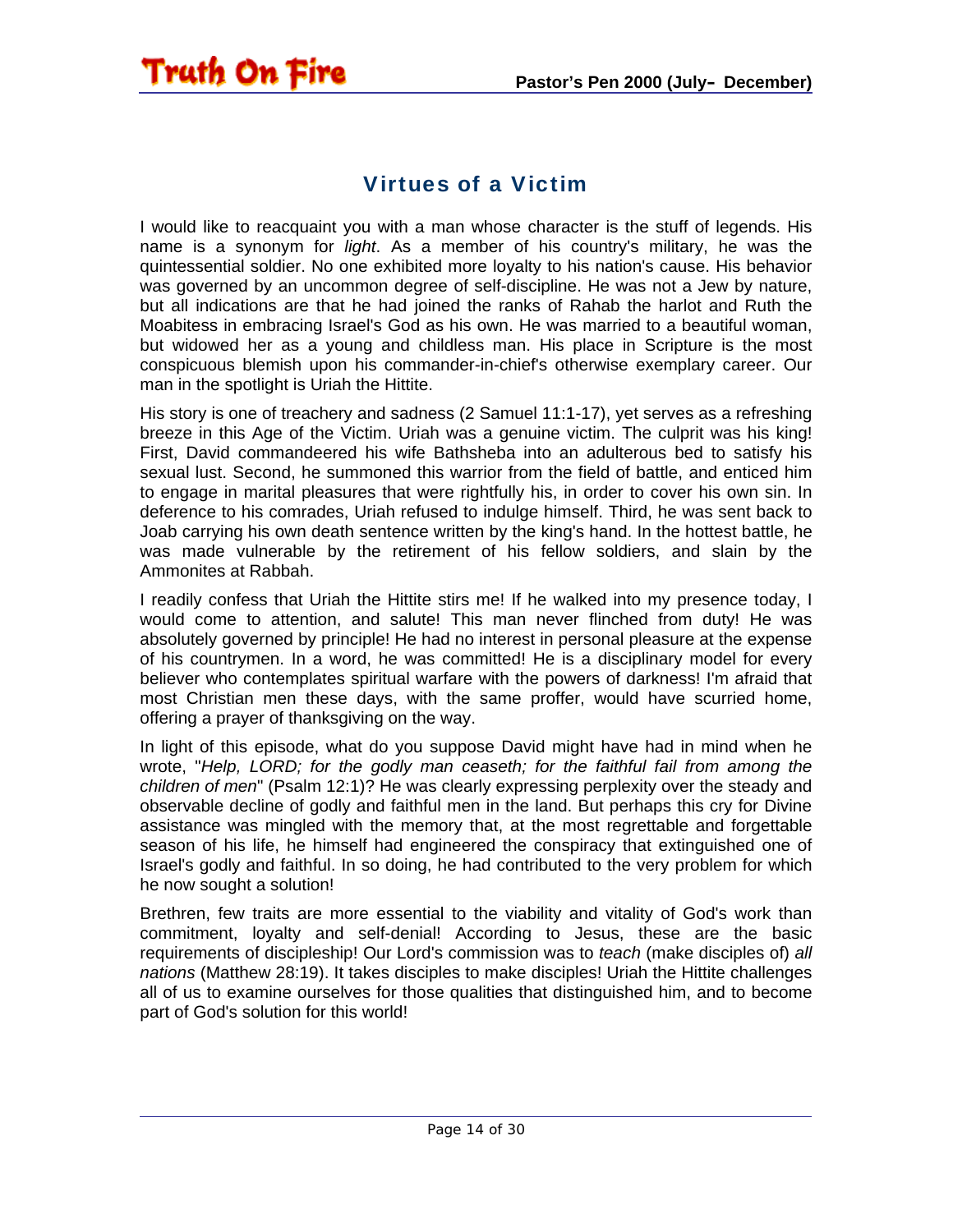# Virtues of a Victim

I would like to reacquaint you with a man whose character is the stuff of legends. His name is a synonym for *light*. As a member of his country's military, he was the quintessential soldier. No one exhibited more loyalty to his nation's cause. His behavior was governed by an uncommon degree of self-discipline. He was not a Jew by nature, but all indications are that he had joined the ranks of Rahab the harlot and Ruth the Moabitess in embracing Israel's God as his own. He was married to a beautiful woman, but widowed her as a young and childless man. His place in Scripture is the most conspicuous blemish upon his commander-in-chief's otherwise exemplary career. Our man in the spotlight is Uriah the Hittite.

His story is one of treachery and sadness (2 Samuel 11:1-17), yet serves as a refreshing breeze in this Age of the Victim. Uriah was a genuine victim. The culprit was his king! First, David commandeered his wife Bathsheba into an adulterous bed to satisfy his sexual lust. Second, he summoned this warrior from the field of battle, and enticed him to engage in marital pleasures that were rightfully his, in order to cover his own sin. In deference to his comrades, Uriah refused to indulge himself. Third, he was sent back to Joab carrying his own death sentence written by the king's hand. In the hottest battle, he was made vulnerable by the retirement of his fellow soldiers, and slain by the Ammonites at Rabbah.

I readily confess that Uriah the Hittite stirs me! If he walked into my presence today, I would come to attention, and salute! This man never flinched from duty! He was absolutely governed by principle! He had no interest in personal pleasure at the expense of his countrymen. In a word, he was committed! He is a disciplinary model for every believer who contemplates spiritual warfare with the powers of darkness! I'm afraid that most Christian men these days, with the same proffer, would have scurried home, offering a prayer of thanksgiving on the way.

In light of this episode, what do you suppose David might have had in mind when he wrote, "*Help, LORD; for the godly man ceaseth; for the faithful fail from among the children of men*" (Psalm 12:1)? He was clearly expressing perplexity over the steady and observable decline of godly and faithful men in the land. But perhaps this cry for Divine assistance was mingled with the memory that, at the most regrettable and forgettable season of his life, he himself had engineered the conspiracy that extinguished one of Israel's godly and faithful. In so doing, he had contributed to the very problem for which he now sought a solution!

Brethren, few traits are more essential to the viability and vitality of God's work than commitment, loyalty and self-denial! According to Jesus, these are the basic requirements of discipleship! Our Lord's commission was to *teach* (make disciples of) *all nations* (Matthew 28:19). It takes disciples to make disciples! Uriah the Hittite challenges all of us to examine ourselves for those qualities that distinguished him, and to become part of God's solution for this world!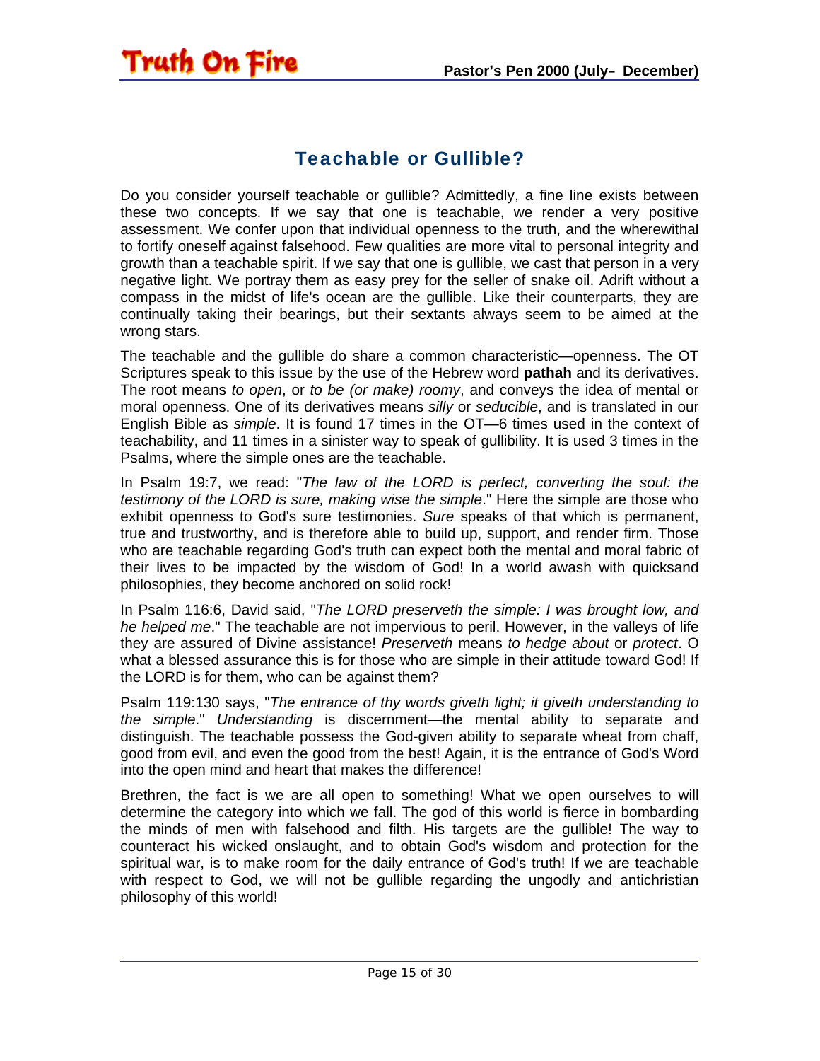## Teachable or Gullible?

Do you consider yourself teachable or gullible? Admittedly, a fine line exists between these two concepts. If we say that one is teachable, we render a very positive assessment. We confer upon that individual openness to the truth, and the wherewithal to fortify oneself against falsehood. Few qualities are more vital to personal integrity and growth than a teachable spirit. If we say that one is gullible, we cast that person in a very negative light. We portray them as easy prey for the seller of snake oil. Adrift without a compass in the midst of life's ocean are the gullible. Like their counterparts, they are continually taking their bearings, but their sextants always seem to be aimed at the wrong stars.

The teachable and the gullible do share a common characteristic—openness. The OT Scriptures speak to this issue by the use of the Hebrew word **pathah** and its derivatives. The root means *to open*, or *to be (or make) roomy*, and conveys the idea of mental or moral openness. One of its derivatives means *silly* or *seducible*, and is translated in our English Bible as *simple*. It is found 17 times in the OT—6 times used in the context of teachability, and 11 times in a sinister way to speak of gullibility. It is used 3 times in the Psalms, where the simple ones are the teachable.

In Psalm 19:7, we read: "*The law of the LORD is perfect, converting the soul: the testimony of the LORD is sure, making wise the simple*." Here the simple are those who exhibit openness to God's sure testimonies. *Sure* speaks of that which is permanent, true and trustworthy, and is therefore able to build up, support, and render firm. Those who are teachable regarding God's truth can expect both the mental and moral fabric of their lives to be impacted by the wisdom of God! In a world awash with quicksand philosophies, they become anchored on solid rock!

In Psalm 116:6, David said, "*The LORD preserveth the simple: I was brought low, and he helped me*." The teachable are not impervious to peril. However, in the valleys of life they are assured of Divine assistance! *Preserveth* means *to hedge about* or *protect*. O what a blessed assurance this is for those who are simple in their attitude toward God! If the LORD is for them, who can be against them?

Psalm 119:130 says, "*The entrance of thy words giveth light; it giveth understanding to the simple*." *Understanding* is discernment—the mental ability to separate and distinguish. The teachable possess the God-given ability to separate wheat from chaff, good from evil, and even the good from the best! Again, it is the entrance of God's Word into the open mind and heart that makes the difference!

Brethren, the fact is we are all open to something! What we open ourselves to will determine the category into which we fall. The god of this world is fierce in bombarding the minds of men with falsehood and filth. His targets are the gullible! The way to counteract his wicked onslaught, and to obtain God's wisdom and protection for the spiritual war, is to make room for the daily entrance of God's truth! If we are teachable with respect to God, we will not be gullible regarding the ungodly and antichristian philosophy of this world!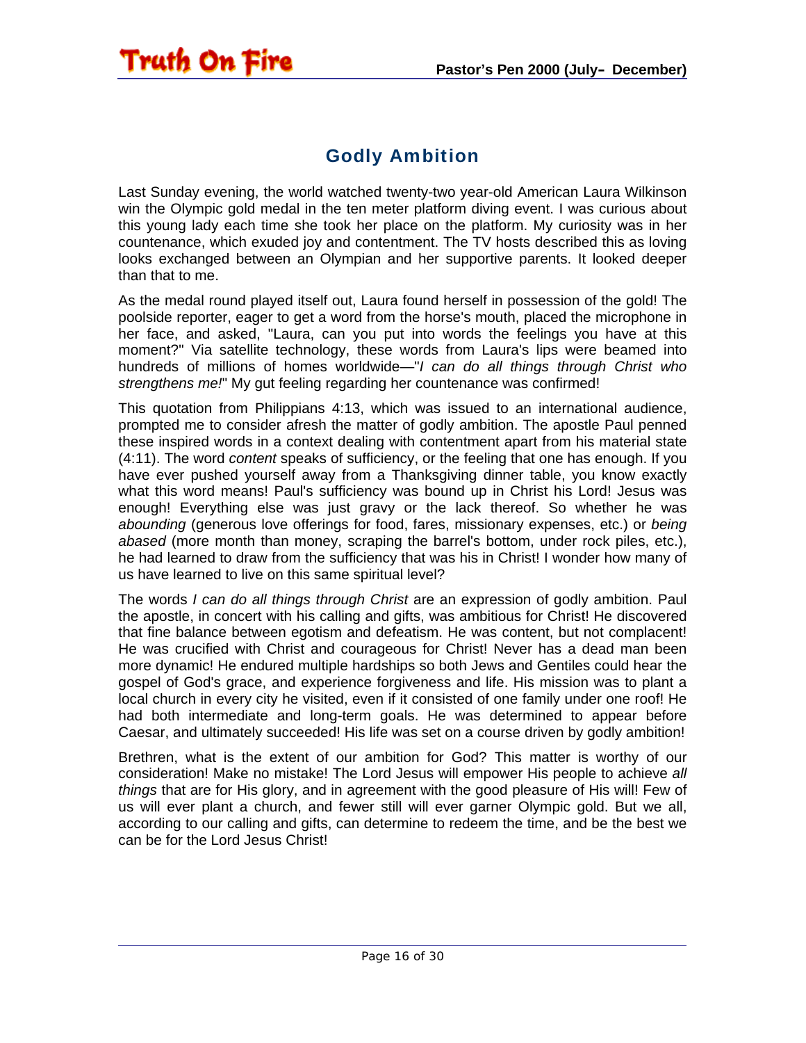# Godly Ambition

Last Sunday evening, the world watched twenty-two year-old American Laura Wilkinson win the Olympic gold medal in the ten meter platform diving event. I was curious about this young lady each time she took her place on the platform. My curiosity was in her countenance, which exuded joy and contentment. The TV hosts described this as loving looks exchanged between an Olympian and her supportive parents. It looked deeper than that to me.

As the medal round played itself out, Laura found herself in possession of the gold! The poolside reporter, eager to get a word from the horse's mouth, placed the microphone in her face, and asked, "Laura, can you put into words the feelings you have at this moment?" Via satellite technology, these words from Laura's lips were beamed into hundreds of millions of homes worldwide—"*I can do all things through Christ who strengthens me!*" My gut feeling regarding her countenance was confirmed!

This quotation from Philippians 4:13, which was issued to an international audience, prompted me to consider afresh the matter of godly ambition. The apostle Paul penned these inspired words in a context dealing with contentment apart from his material state (4:11). The word *content* speaks of sufficiency, or the feeling that one has enough. If you have ever pushed yourself away from a Thanksgiving dinner table, you know exactly what this word means! Paul's sufficiency was bound up in Christ his Lord! Jesus was enough! Everything else was just gravy or the lack thereof. So whether he was *abounding* (generous love offerings for food, fares, missionary expenses, etc.) or *being abased* (more month than money, scraping the barrel's bottom, under rock piles, etc.), he had learned to draw from the sufficiency that was his in Christ! I wonder how many of us have learned to live on this same spiritual level?

The words *I can do all things through Christ* are an expression of godly ambition. Paul the apostle, in concert with his calling and gifts, was ambitious for Christ! He discovered that fine balance between egotism and defeatism. He was content, but not complacent! He was crucified with Christ and courageous for Christ! Never has a dead man been more dynamic! He endured multiple hardships so both Jews and Gentiles could hear the gospel of God's grace, and experience forgiveness and life. His mission was to plant a local church in every city he visited, even if it consisted of one family under one roof! He had both intermediate and long-term goals. He was determined to appear before Caesar, and ultimately succeeded! His life was set on a course driven by godly ambition!

Brethren, what is the extent of our ambition for God? This matter is worthy of our consideration! Make no mistake! The Lord Jesus will empower His people to achieve *all things* that are for His glory, and in agreement with the good pleasure of His will! Few of us will ever plant a church, and fewer still will ever garner Olympic gold. But we all, according to our calling and gifts, can determine to redeem the time, and be the best we can be for the Lord Jesus Christ!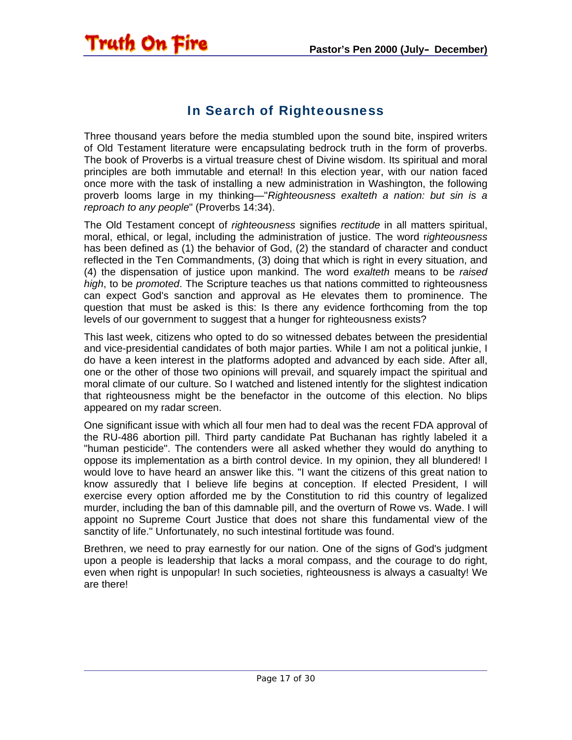## In Search of Righteousness

Three thousand years before the media stumbled upon the sound bite, inspired writers of Old Testament literature were encapsulating bedrock truth in the form of proverbs. The book of Proverbs is a virtual treasure chest of Divine wisdom. Its spiritual and moral principles are both immutable and eternal! In this election year, with our nation faced once more with the task of installing a new administration in Washington, the following proverb looms large in my thinking—"*Righteousness exalteth a nation: but sin is a reproach to any people*" (Proverbs 14:34).

The Old Testament concept of *righteousness* signifies *rectitude* in all matters spiritual, moral, ethical, or legal, including the administration of justice. The word r*ighteousness* has been defined as (1) the behavior of God, (2) the standard of character and conduct reflected in the Ten Commandments, (3) doing that which is right in every situation, and (4) the dispensation of justice upon mankind. The word *exalteth* means to be *raised high*, to be *promoted*. The Scripture teaches us that nations committed to righteousness can expect God's sanction and approval as He elevates them to prominence. The question that must be asked is this: Is there any evidence forthcoming from the top levels of our government to suggest that a hunger for righteousness exists?

This last week, citizens who opted to do so witnessed debates between the presidential and vice-presidential candidates of both major parties. While I am not a political junkie, I do have a keen interest in the platforms adopted and advanced by each side. After all, one or the other of those two opinions will prevail, and squarely impact the spiritual and moral climate of our culture. So I watched and listened intently for the slightest indication that righteousness might be the benefactor in the outcome of this election. No blips appeared on my radar screen.

One significant issue with which all four men had to deal was the recent FDA approval of the RU-486 abortion pill. Third party candidate Pat Buchanan has rightly labeled it a "human pesticide". The contenders were all asked whether they would do anything to oppose its implementation as a birth control device. In my opinion, they all blundered! I would love to have heard an answer like this. "I want the citizens of this great nation to know assuredly that I believe life begins at conception. If elected President, I will exercise every option afforded me by the Constitution to rid this country of legalized murder, including the ban of this damnable pill, and the overturn of Rowe vs. Wade. I will appoint no Supreme Court Justice that does not share this fundamental view of the sanctity of life." Unfortunately, no such intestinal fortitude was found.

Brethren, we need to pray earnestly for our nation. One of the signs of God's judgment upon a people is leadership that lacks a moral compass, and the courage to do right, even when right is unpopular! In such societies, righteousness is always a casualty! We are there!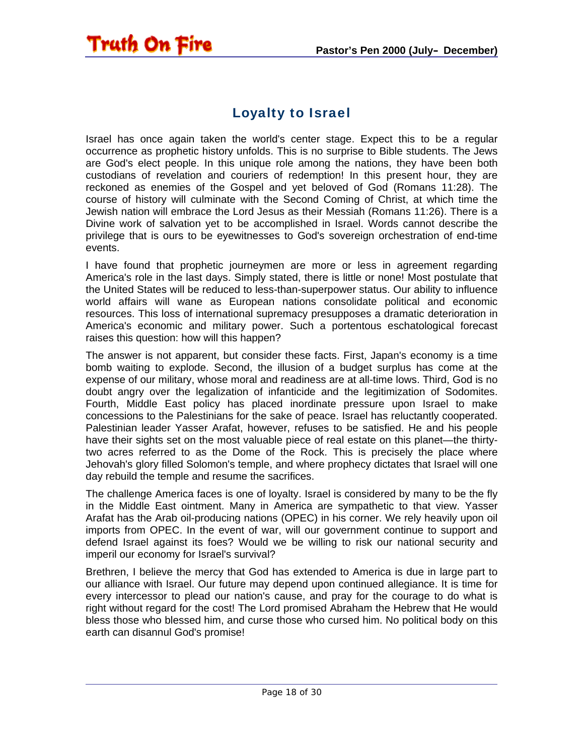## Loyalty to Israel

Israel has once again taken the world's center stage. Expect this to be a regular occurrence as prophetic history unfolds. This is no surprise to Bible students. The Jews are God's elect people. In this unique role among the nations, they have been both custodians of revelation and couriers of redemption! In this present hour, they are reckoned as enemies of the Gospel and yet beloved of God (Romans 11:28). The course of history will culminate with the Second Coming of Christ, at which time the Jewish nation will embrace the Lord Jesus as their Messiah (Romans 11:26). There is a Divine work of salvation yet to be accomplished in Israel. Words cannot describe the privilege that is ours to be eyewitnesses to God's sovereign orchestration of end-time events.

I have found that prophetic journeymen are more or less in agreement regarding America's role in the last days. Simply stated, there is little or none! Most postulate that the United States will be reduced to less-than-superpower status. Our ability to influence world affairs will wane as European nations consolidate political and economic resources. This loss of international supremacy presupposes a dramatic deterioration in America's economic and military power. Such a portentous eschatological forecast raises this question: how will this happen?

The answer is not apparent, but consider these facts. First, Japan's economy is a time bomb waiting to explode. Second, the illusion of a budget surplus has come at the expense of our military, whose moral and readiness are at all-time lows. Third, God is no doubt angry over the legalization of infanticide and the legitimization of Sodomites. Fourth, Middle East policy has placed inordinate pressure upon Israel to make concessions to the Palestinians for the sake of peace. Israel has reluctantly cooperated. Palestinian leader Yasser Arafat, however, refuses to be satisfied. He and his people have their sights set on the most valuable piece of real estate on this planet—the thirty-two acres referred to as the Dome of the Rock. This is precisely the place where Jehovah's glory filled Solomon's temple, and where prophecy dictates that Israel will one day rebuild the temple and resume the sacrifices.

The challenge America faces is one of loyalty. Israel is considered by many to be the fly in the Middle East ointment. Many in America are sympathetic to that view. Yasser Arafat has the Arab oil-producing nations (OPEC) in his corner. We rely heavily upon oil imports from OPEC. In the event of war, will our government continue to support and defend Israel against its foes? Would we be willing to risk our national security and imperil our economy for Israel's survival?

Brethren, I believe the mercy that God has extended to America is due in large part to our alliance with Israel. Our future may depend upon continued allegiance. It is time for every intercessor to plead our nation's cause, and pray for the courage to do what is right without regard for the cost! The Lord promised Abraham the Hebrew that He would bless those who blessed him, and curse those who cursed him. No political body on this earth can disannul God's promise!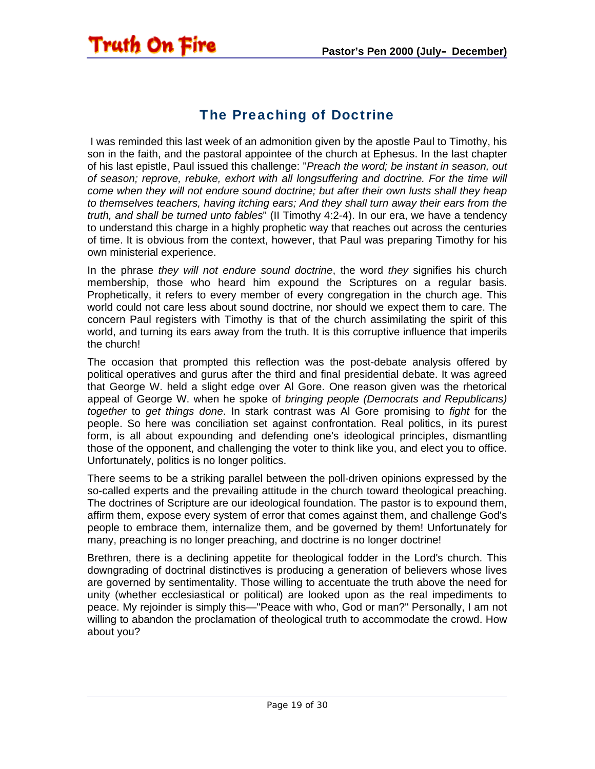## The Preaching of Doctrine

I was reminded this last week of an admonition given by the apostle Paul to Timothy, his son in the faith, and the pastoral appointee of the church at Ephesus. In the last chapter of his last epistle, Paul issued this challenge: "*Preach the word; be instant in season, out of season; reprove, rebuke, exhort with all longsuffering and doctrine. For the time will come when they will not endure sound doctrine; but after their own lusts shall they heap to themselves teachers, having itching ears; And they shall turn away their ears from the truth, and shall be turned unto fables*" (II Timothy 4:2-4). In our era, we have a tendency to understand this charge in a highly prophetic way that reaches out across the centuries of time. It is obvious from the context, however, that Paul was preparing Timothy for his own ministerial experience.

In the phrase *they will not endure sound doctrine*, the word *they* signifies his church membership, those who heard him expound the Scriptures on a regular basis. Prophetically, it refers to every member of every congregation in the church age. This world could not care less about sound doctrine, nor should we expect them to care. The concern Paul registers with Timothy is that of the church assimilating the spirit of this world, and turning its ears away from the truth. It is this corruptive influence that imperils the church!

The occasion that prompted this reflection was the post-debate analysis offered by political operatives and gurus after the third and final presidential debate. It was agreed that George W. held a slight edge over Al Gore. One reason given was the rhetorical appeal of George W. when he spoke of *bringing people (Democrats and Republicans) together* to *get things done*. In stark contrast was Al Gore promising to *fight* for the people. So here was conciliation set against confrontation. Real politics, in its purest form, is all about expounding and defending one's ideological principles, dismantling those of the opponent, and challenging the voter to think like you, and elect you to office. Unfortunately, politics is no longer politics.

There seems to be a striking parallel between the poll-driven opinions expressed by the so-called experts and the prevailing attitude in the church toward theological preaching. The doctrines of Scripture are our ideological foundation. The pastor is to expound them, affirm them, expose every system of error that comes against them, and challenge God's people to embrace them, internalize them, and be governed by them! Unfortunately for many, preaching is no longer preaching, and doctrine is no longer doctrine!

Brethren, there is a declining appetite for theological fodder in the Lord's church. This downgrading of doctrinal distinctives is producing a generation of believers whose lives are governed by sentimentality. Those willing to accentuate the truth above the need for unity (whether ecclesiastical or political) are looked upon as the real impediments to peace. My rejoinder is simply this—"Peace with who, God or man?" Personally, I am not willing to abandon the proclamation of theological truth to accommodate the crowd. How about you?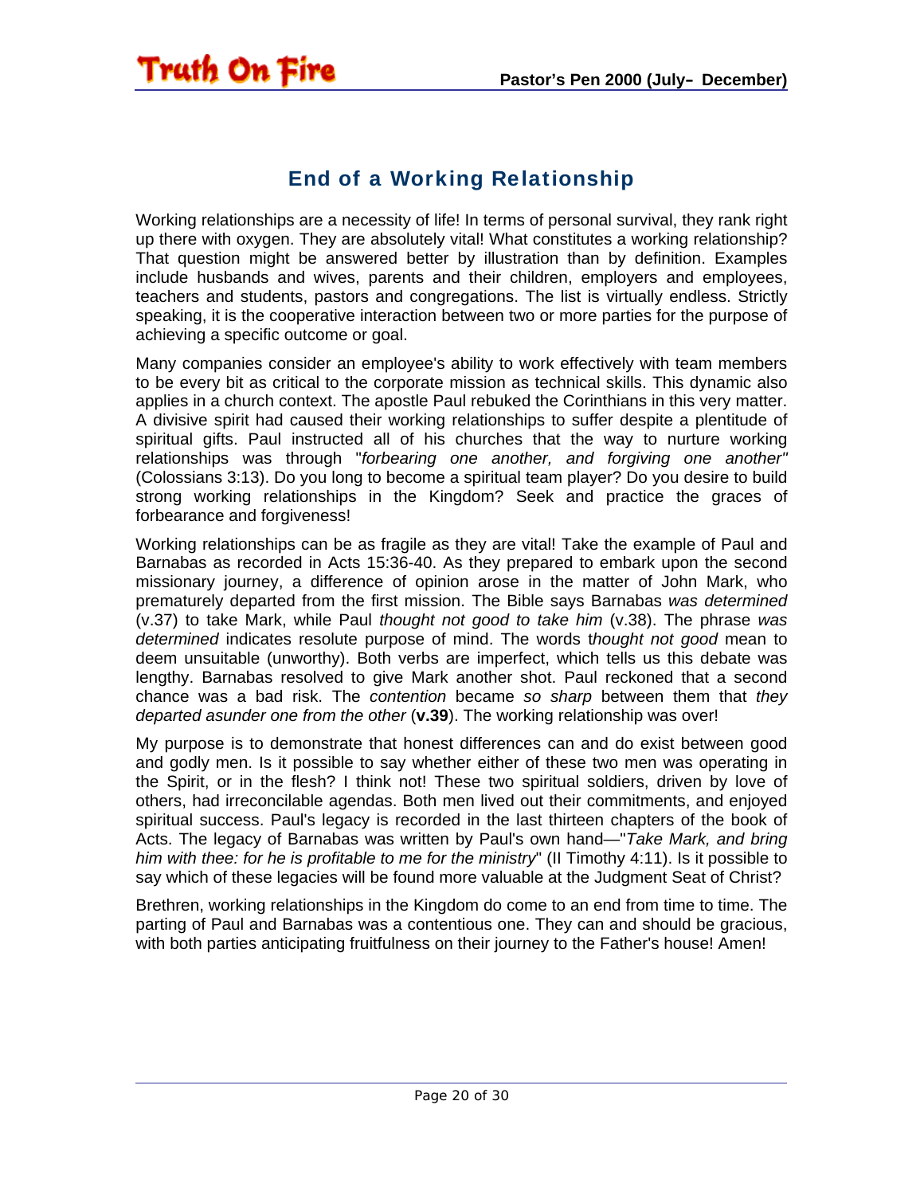## End of a Working Relationship

Working relationships are a necessity of life! In terms of personal survival, they rank right up there with oxygen. They are absolutely vital! What constitutes a working relationship? That question might be answered better by illustration than by definition. Examples include husbands and wives, parents and their children, employers and employees, teachers and students, pastors and congregations. The list is virtually endless. Strictly speaking, it is the cooperative interaction between two or more parties for the purpose of achieving a specific outcome or goal.

Many companies consider an employee's ability to work effectively with team members to be every bit as critical to the corporate mission as technical skills. This dynamic also applies in a church context. The apostle Paul rebuked the Corinthians in this very matter. A divisive spirit had caused their working relationships to suffer despite a plentitude of spiritual gifts. Paul instructed all of his churches that the way to nurture working relationships was through "*forbearing one another, and forgiving one another"* (Colossians 3:13). Do you long to become a spiritual team player? Do you desire to build strong working relationships in the Kingdom? Seek and practice the graces of forbearance and forgiveness!

Working relationships can be as fragile as they are vital! Take the example of Paul and Barnabas as recorded in Acts 15:36-40. As they prepared to embark upon the second missionary journey, a difference of opinion arose in the matter of John Mark, who prematurely departed from the first mission. The Bible says Barnabas *was determined* (v.37) to take Mark, while Paul *thought not good to take him* (v.38). The phrase *was determined* indicates resolute purpose of mind. The words t*hought not good* mean to deem unsuitable (unworthy). Both verbs are imperfect, which tells us this debate was lengthy. Barnabas resolved to give Mark another shot. Paul reckoned that a second chance was a bad risk. The *contention* became *so sharp* between them that *they departed asunder one from the other* (**v.39**). The working relationship was over!

My purpose is to demonstrate that honest differences can and do exist between good and godly men. Is it possible to say whether either of these two men was operating in the Spirit, or in the flesh? I think not! These two spiritual soldiers, driven by love of others, had irreconcilable agendas. Both men lived out their commitments, and enjoyed spiritual success. Paul's legacy is recorded in the last thirteen chapters of the book of Acts. The legacy of Barnabas was written by Paul's own hand—"*Take Mark, and bring him with thee: for he is profitable to me for the ministry*" (II Timothy 4:11). Is it possible to say which of these legacies will be found more valuable at the Judgment Seat of Christ?

Brethren, working relationships in the Kingdom do come to an end from time to time. The parting of Paul and Barnabas was a contentious one. They can and should be gracious, with both parties anticipating fruitfulness on their journey to the Father's house! Amen!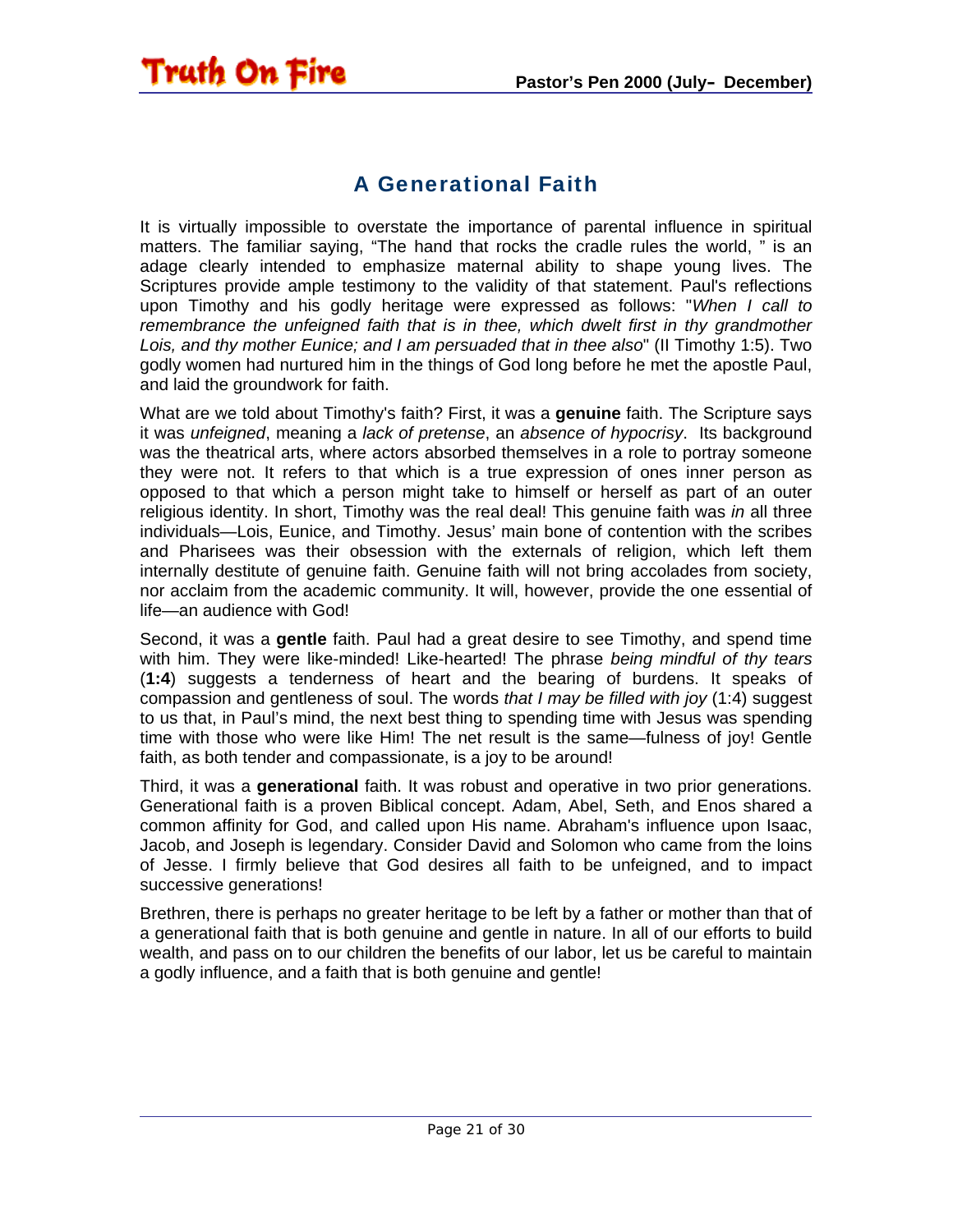## A Generational Faith

It is virtually impossible to overstate the importance of parental influence in spiritual matters. The familiar saying, "The hand that rocks the cradle rules the world, " is an adage clearly intended to emphasize maternal ability to shape young lives. The Scriptures provide ample testimony to the validity of that statement. Paul's reflections upon Timothy and his godly heritage were expressed as follows: "*When I call to remembrance the unfeigned faith that is in thee, which dwelt first in thy grandmother Lois, and thy mother Eunice; and I am persuaded that in thee also*" (II Timothy 1:5). Two godly women had nurtured him in the things of God long before he met the apostle Paul, and laid the groundwork for faith.

What are we told about Timothy's faith? First, it was a **genuine** faith. The Scripture says it was *unfeigned*, meaning a *lack of pretense*, an *absence of hypocrisy*. Its background was the theatrical arts, where actors absorbed themselves in a role to portray someone they were not. It refers to that which is a true expression of ones inner person as opposed to that which a person might take to himself or herself as part of an outer religious identity. In short, Timothy was the real deal! This genuine faith was *in* all three individuals—Lois, Eunice, and Timothy. Jesus' main bone of contention with the scribes and Pharisees was their obsession with the externals of religion, which left them internally destitute of genuine faith. Genuine faith will not bring accolades from society, nor acclaim from the academic community. It will, however, provide the one essential of life—an audience with God!

Second, it was a **gentle** faith. Paul had a great desire to see Timothy, and spend time with him. They were like-minded! Like-hearted! The phrase *being mindful of thy tears* (**1:4**) suggests a tenderness of heart and the bearing of burdens. It speaks of compassion and gentleness of soul. The words *that I may be filled with joy* (1:4) suggest to us that, in Paul's mind, the next best thing to spending time with Jesus was spending time with those who were like Him! The net result is the same—fulness of joy! Gentle faith, as both tender and compassionate, is a joy to be around!

Third, it was a **generational** faith. It was robust and operative in two prior generations. Generational faith is a proven Biblical concept. Adam, Abel, Seth, and Enos shared a common affinity for God, and called upon His name. Abraham's influence upon Isaac, Jacob, and Joseph is legendary. Consider David and Solomon who came from the loins of Jesse. I firmly believe that God desires all faith to be unfeigned, and to impact successive generations!

Brethren, there is perhaps no greater heritage to be left by a father or mother than that of a generational faith that is both genuine and gentle in nature. In all of our efforts to build wealth, and pass on to our children the benefits of our labor, let us be careful to maintain a godly influence, and a faith that is both genuine and gentle!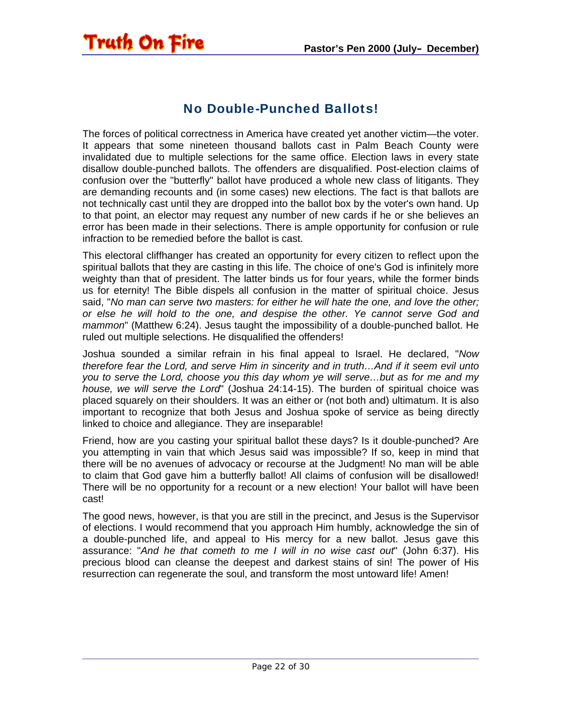## No Double-Punched Ballots!

The forces of political correctness in America have created yet another victim—the voter. It appears that some nineteen thousand ballots cast in Palm Beach County were invalidated due to multiple selections for the same office. Election laws in every state disallow double-punched ballots. The offenders are disqualified. Post-election claims of confusion over the "butterfly" ballot have produced a whole new class of litigants. They are demanding recounts and (in some cases) new elections. The fact is that ballots are not technically cast until they are dropped into the ballot box by the voter's own hand. Up to that point, an elector may request any number of new cards if he or she believes an error has been made in their selections. There is ample opportunity for confusion or rule infraction to be remedied before the ballot is cast.

This electoral cliffhanger has created an opportunity for every citizen to reflect upon the spiritual ballots that they are casting in this life. The choice of one's God is infinitely more weighty than that of president. The latter binds us for four years, while the former binds us for eternity! The Bible dispels all confusion in the matter of spiritual choice. Jesus said, "*No man can serve two masters: for either he will hate the one, and love the other; or else he will hold to the one, and despise the other. Ye cannot serve God and mammon*" (Matthew 6:24). Jesus taught the impossibility of a double-punched ballot. He ruled out multiple selections. He disqualified the offenders!

Joshua sounded a similar refrain in his final appeal to Israel. He declared, "*Now therefore fear the Lord, and serve Him in sincerity and in truth…And if it seem evil unto you to serve the Lord, choose you this day whom ye will serve…but as for me and my house, we will serve the Lord*" (Joshua 24:14-15). The burden of spiritual choice was placed squarely on their shoulders. It was an either or (not both and) ultimatum. It is also important to recognize that both Jesus and Joshua spoke of service as being directly linked to choice and allegiance. They are inseparable!

Friend, how are you casting your spiritual ballot these days? Is it double-punched? Are you attempting in vain that which Jesus said was impossible? If so, keep in mind that there will be no avenues of advocacy or recourse at the Judgment! No man will be able to claim that God gave him a butterfly ballot! All claims of confusion will be disallowed! There will be no opportunity for a recount or a new election! Your ballot will have been cast!

The good news, however, is that you are still in the precinct, and Jesus is the Supervisor of elections. I would recommend that you approach Him humbly, acknowledge the sin of a double-punched life, and appeal to His mercy for a new ballot. Jesus gave this assurance: "*And he that cometh to me I will in no wise cast out*" (John 6:37). His precious blood can cleanse the deepest and darkest stains of sin! The power of His resurrection can regenerate the soul, and transform the most untoward life! Amen!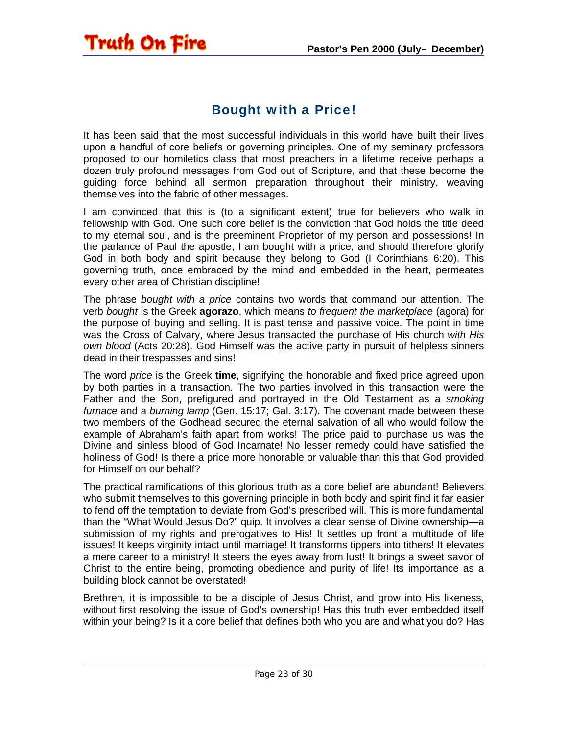## Bought with a Price!

It has been said that the most successful individuals in this world have built their lives upon a handful of core beliefs or governing principles. One of my seminary professors proposed to our homiletics class that most preachers in a lifetime receive perhaps a dozen truly profound messages from God out of Scripture, and that these become the guiding force behind all sermon preparation throughout their ministry, weaving themselves into the fabric of other messages.

I am convinced that this is (to a significant extent) true for believers who walk in fellowship with God. One such core belief is the conviction that God holds the title deed to my eternal soul, and is the preeminent Proprietor of my person and possessions! In the parlance of Paul the apostle, I am bought with a price, and should therefore glorify God in both body and spirit because they belong to God (I Corinthians 6:20). This governing truth, once embraced by the mind and embedded in the heart, permeates every other area of Christian discipline!

The phrase *bought with a price* contains two words that command our attention. The verb *bought* is the Greek **agorazo**, which means *to frequent the marketplace* (agora) for the purpose of buying and selling. It is past tense and passive voice. The point in time was the Cross of Calvary, where Jesus transacted the purchase of His church *with His own blood* (Acts 20:28). God Himself was the active party in pursuit of helpless sinners dead in their trespasses and sins!

The word *price* is the Greek **time**, signifying the honorable and fixed price agreed upon by both parties in a transaction. The two parties involved in this transaction were the Father and the Son, prefigured and portrayed in the Old Testament as a *smoking furnace* and a *burning lamp* (Gen. 15:17; Gal. 3:17). The covenant made between these two members of the Godhead secured the eternal salvation of all who would follow the example of Abraham's faith apart from works! The price paid to purchase us was the Divine and sinless blood of God Incarnate! No lesser remedy could have satisfied the holiness of God! Is there a price more honorable or valuable than this that God provided for Himself on our behalf?

The practical ramifications of this glorious truth as a core belief are abundant! Believers who submit themselves to this governing principle in both body and spirit find it far easier to fend off the temptation to deviate from God's prescribed will. This is more fundamental than the "What Would Jesus Do?" quip. It involves a clear sense of Divine ownership—a submission of my rights and prerogatives to His! It settles up front a multitude of life issues! It keeps virginity intact until marriage! It transforms tippers into tithers! It elevates a mere career to a ministry! It steers the eyes away from lust! It brings a sweet savor of Christ to the entire being, promoting obedience and purity of life! Its importance as a building block cannot be overstated!

Brethren, it is impossible to be a disciple of Jesus Christ, and grow into His likeness, without first resolving the issue of God's ownership! Has this truth ever embedded itself within your being? Is it a core belief that defines both who you are and what you do? Has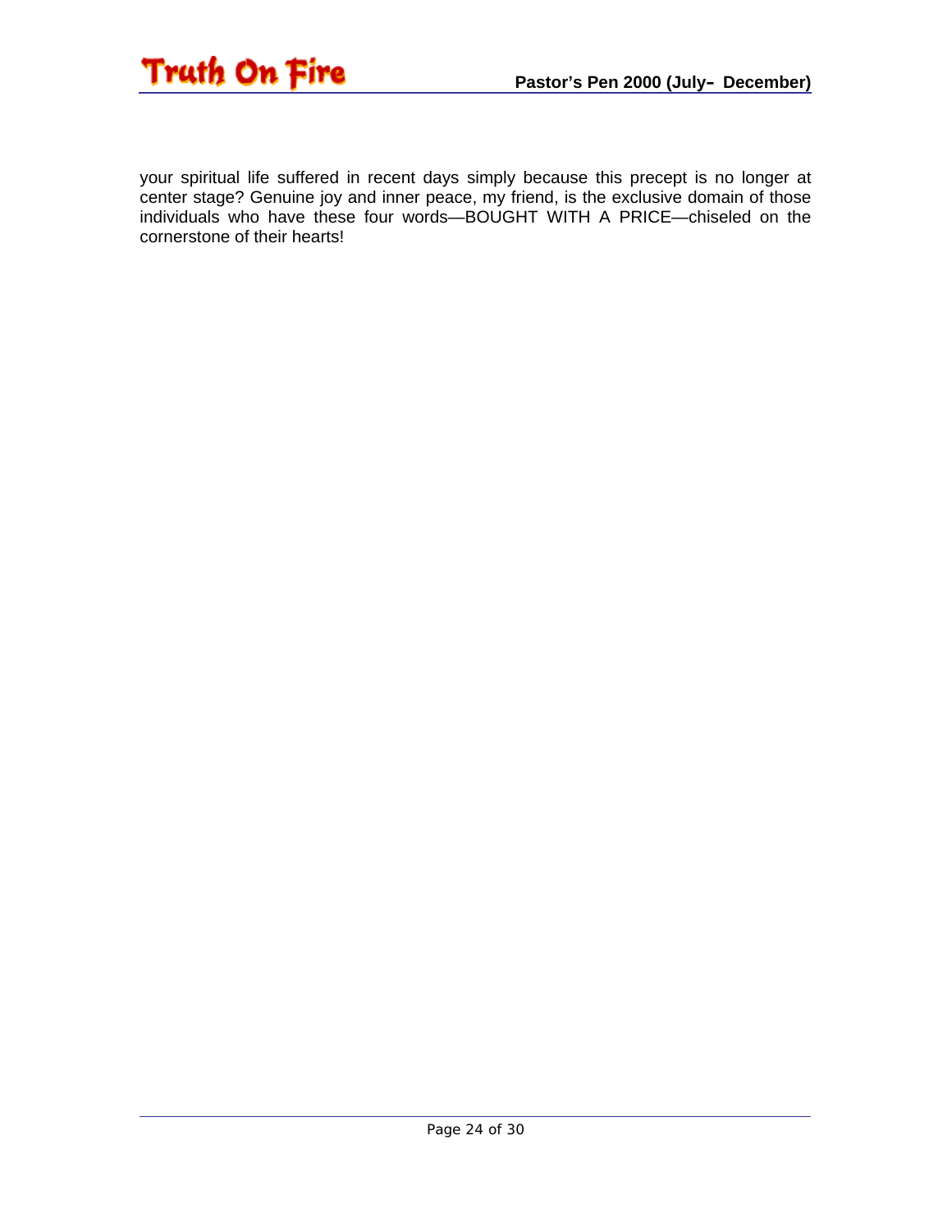your spiritual life suffered in recent days simply because this precept is no longer at center stage? Genuine joy and inner peace, my friend, is the exclusive domain of those individuals who have these four words—BOUGHT WITH A PRICE—chiseled on the cornerstone of their hearts!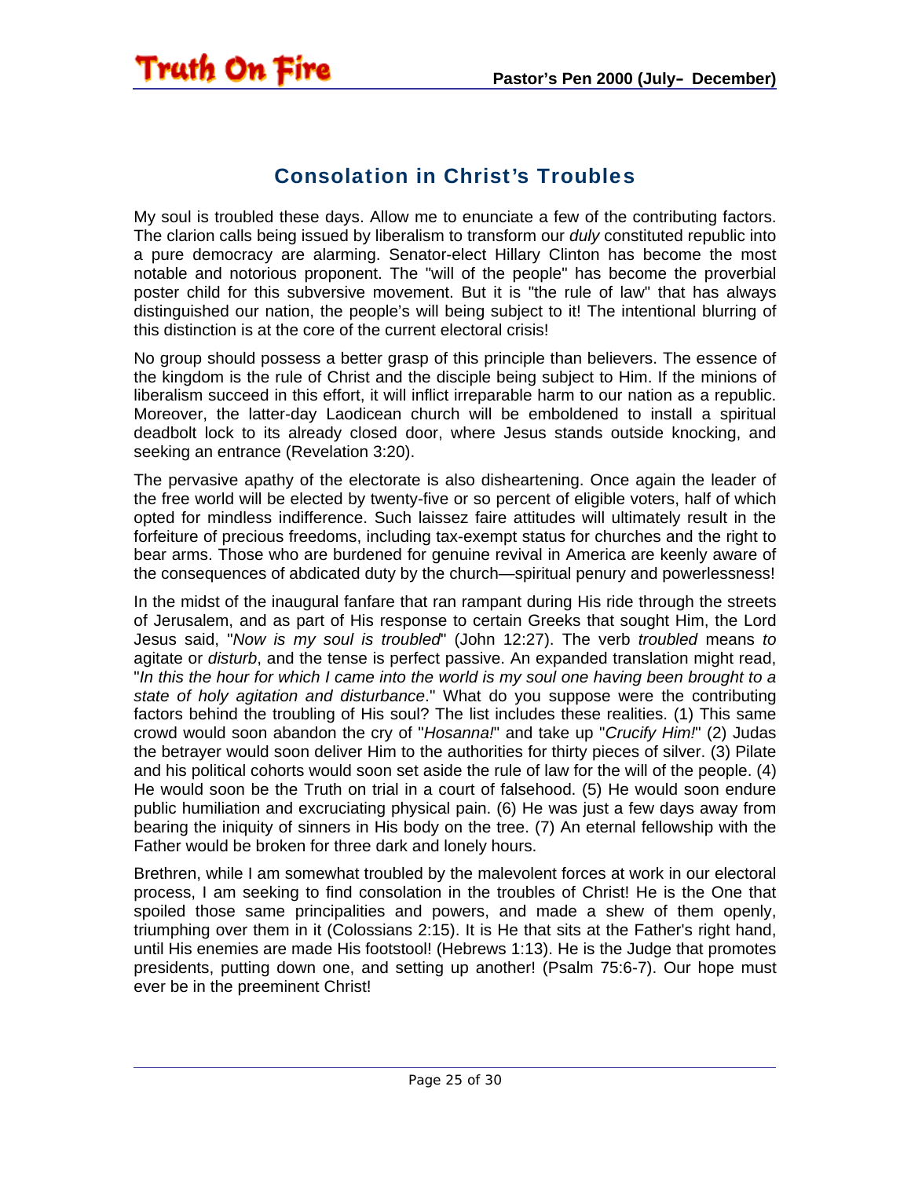## Consolation in Christ's Troubles

My soul is troubled these days. Allow me to enunciate a few of the contributing factors. The clarion calls being issued by liberalism to transform our *duly* constituted republic into a pure democracy are alarming. Senator-elect Hillary Clinton has become the most notable and notorious proponent. The "will of the people" has become the proverbial poster child for this subversive movement. But it is "the rule of law" that has always distinguished our nation, the people's will being subject to it! The intentional blurring of this distinction is at the core of the current electoral crisis!

No group should possess a better grasp of this principle than believers. The essence of the kingdom is the rule of Christ and the disciple being subject to Him. If the minions of liberalism succeed in this effort, it will inflict irreparable harm to our nation as a republic. Moreover, the latter-day Laodicean church will be emboldened to install a spiritual deadbolt lock to its already closed door, where Jesus stands outside knocking, and seeking an entrance (Revelation 3:20).

The pervasive apathy of the electorate is also disheartening. Once again the leader of the free world will be elected by twenty-five or so percent of eligible voters, half of which opted for mindless indifference. Such laissez faire attitudes will ultimately result in the forfeiture of precious freedoms, including tax-exempt status for churches and the right to bear arms. Those who are burdened for genuine revival in America are keenly aware of the consequences of abdicated duty by the church—spiritual penury and powerlessness!

In the midst of the inaugural fanfare that ran rampant during His ride through the streets of Jerusalem, and as part of His response to certain Greeks that sought Him, the Lord Jesus said, "*Now is my soul is troubled*" (John 12:27). The verb *troubled* means *to* agitate or *disturb*, and the tense is perfect passive. An expanded translation might read, "*In this the hour for which I came into the world is my soul one having been brought to a state of holy agitation and disturbance*." What do you suppose were the contributing factors behind the troubling of His soul? The list includes these realities. (1) This same crowd would soon abandon the cry of "*Hosanna!*" and take up "*Crucify Him!*" (2) Judas the betrayer would soon deliver Him to the authorities for thirty pieces of silver. (3) Pilate and his political cohorts would soon set aside the rule of law for the will of the people. (4) He would soon be the Truth on trial in a court of falsehood. (5) He would soon endure public humiliation and excruciating physical pain. (6) He was just a few days away from bearing the iniquity of sinners in His body on the tree. (7) An eternal fellowship with the Father would be broken for three dark and lonely hours.

Brethren, while I am somewhat troubled by the malevolent forces at work in our electoral process, I am seeking to find consolation in the troubles of Christ! He is the One that spoiled those same principalities and powers, and made a shew of them openly, triumphing over them in it (Colossians 2:15). It is He that sits at the Father's right hand, until His enemies are made His footstool! (Hebrews 1:13). He is the Judge that promotes presidents, putting down one, and setting up another! (Psalm 75:6-7). Our hope must ever be in the preeminent Christ!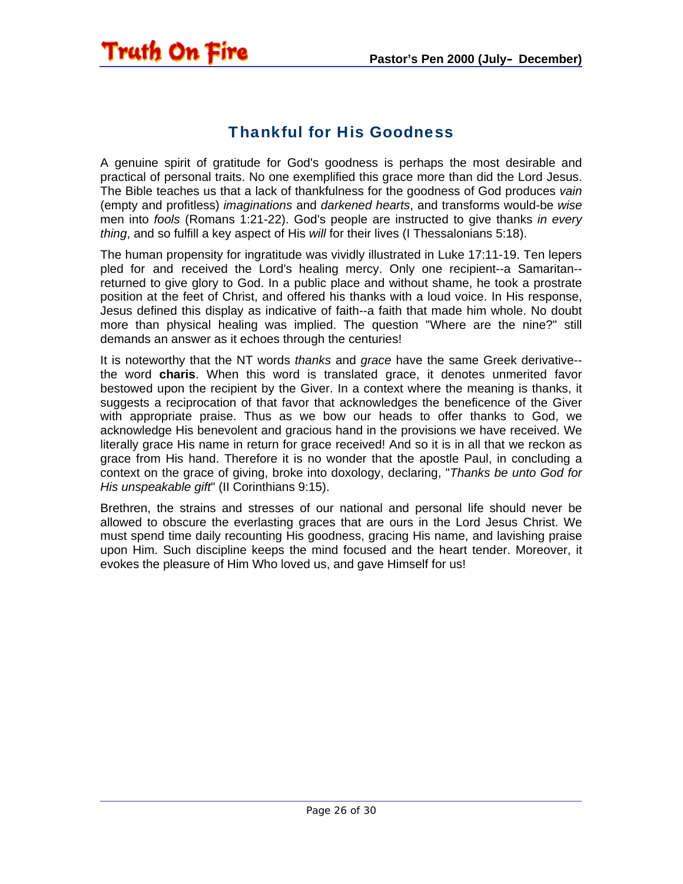## Thankful for His Goodness

A genuine spirit of gratitude for God's goodness is perhaps the most desirable and practical of personal traits. No one exemplified this grace more than did the Lord Jesus. The Bible teaches us that a lack of thankfulness for the goodness of God produces *vain* (empty and profitless) *imaginations* and *darkened hearts*, and transforms would-be *wise* men into *fools* (Romans 1:21-22). God's people are instructed to give thanks *in every thing*, and so fulfill a key aspect of His *will* for their lives (I Thessalonians 5:18).

The human propensity for ingratitude was vividly illustrated in Luke 17:11-19. Ten lepers pled for and received the Lord's healing mercy. Only one recipient--a Samaritan--returned to give glory to God. In a public place and without shame, he took a prostrate position at the feet of Christ, and offered his thanks with a loud voice. In His response, Jesus defined this display as indicative of faith--a faith that made him whole. No doubt more than physical healing was implied. The question "Where are the nine?" still demands an answer as it echoes through the centuries!

It is noteworthy that the NT words *thanks* and *grace* have the same Greek derivative--the word **charis**. When this word is translated grace, it denotes unmerited favor bestowed upon the recipient by the Giver. In a context where the meaning is thanks, it suggests a reciprocation of that favor that acknowledges the beneficence of the Giver with appropriate praise. Thus as we bow our heads to offer thanks to God, we acknowledge His benevolent and gracious hand in the provisions we have received. We literally grace His name in return for grace received! And so it is in all that we reckon as grace from His hand. Therefore it is no wonder that the apostle Paul, in concluding a context on the grace of giving, broke into doxology, declaring, "*Thanks be unto God for His unspeakable gift*" (II Corinthians 9:15).

Brethren, the strains and stresses of our national and personal life should never be allowed to obscure the everlasting graces that are ours in the Lord Jesus Christ. We must spend time daily recounting His goodness, gracing His name, and lavishing praise upon Him. Such discipline keeps the mind focused and the heart tender. Moreover, it evokes the pleasure of Him Who loved us, and gave Himself for us!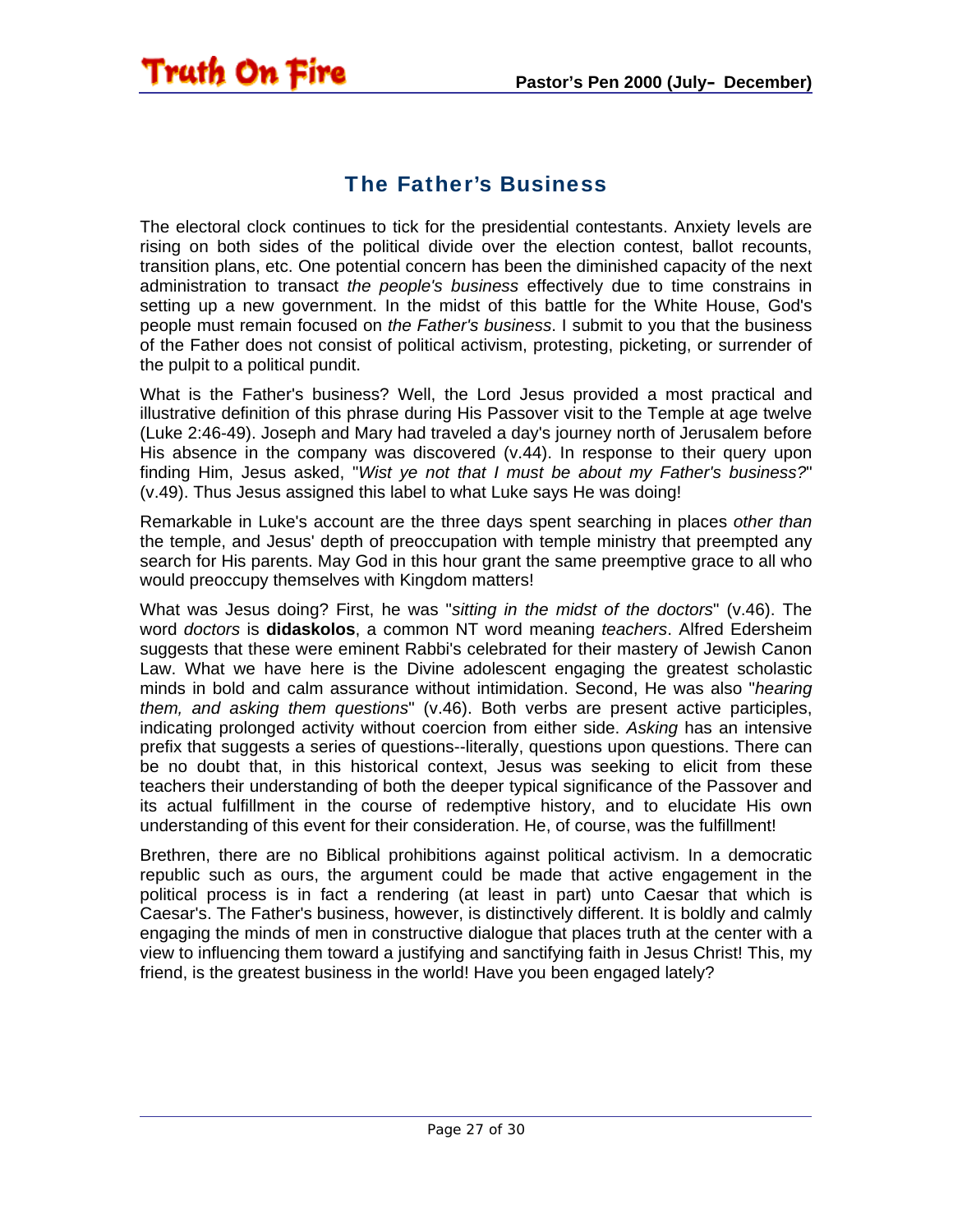## The Father's Business

The electoral clock continues to tick for the presidential contestants. Anxiety levels are rising on both sides of the political divide over the election contest, ballot recounts, transition plans, etc. One potential concern has been the diminished capacity of the next administration to transact *the people's business* effectively due to time constrains in setting up a new government. In the midst of this battle for the White House, God's people must remain focused on *the Father's business*. I submit to you that the business of the Father does not consist of political activism, protesting, picketing, or surrender of the pulpit to a political pundit.

What is the Father's business? Well, the Lord Jesus provided a most practical and illustrative definition of this phrase during His Passover visit to the Temple at age twelve (Luke 2:46-49). Joseph and Mary had traveled a day's journey north of Jerusalem before His absence in the company was discovered (v.44). In response to their query upon finding Him, Jesus asked, "*Wist ye not that I must be about my Father's business?*" (v.49). Thus Jesus assigned this label to what Luke says He was doing!

Remarkable in Luke's account are the three days spent searching in places *other than* the temple, and Jesus' depth of preoccupation with temple ministry that preempted any search for His parents. May God in this hour grant the same preemptive grace to all who would preoccupy themselves with Kingdom matters!

What was Jesus doing? First, he was "*sitting in the midst of the doctors*" (v.46). The word *doctors* is **didaskolos**, a common NT word meaning *teachers*. Alfred Edersheim suggests that these were eminent Rabbi's celebrated for their mastery of Jewish Canon Law. What we have here is the Divine adolescent engaging the greatest scholastic minds in bold and calm assurance without intimidation. Second, He was also "*hearing them, and asking them questions*" (v.46). Both verbs are present active participles, indicating prolonged activity without coercion from either side. *Asking* has an intensive prefix that suggests a series of questions--literally, questions upon questions. There can be no doubt that, in this historical context, Jesus was seeking to elicit from these teachers their understanding of both the deeper typical significance of the Passover and its actual fulfillment in the course of redemptive history, and to elucidate His own understanding of this event for their consideration. He, of course, was the fulfillment!

Brethren, there are no Biblical prohibitions against political activism. In a democratic republic such as ours, the argument could be made that active engagement in the political process is in fact a rendering (at least in part) unto Caesar that which is Caesar's. The Father's business, however, is distinctively different. It is boldly and calmly engaging the minds of men in constructive dialogue that places truth at the center with a view to influencing them toward a justifying and sanctifying faith in Jesus Christ! This, my friend, is the greatest business in the world! Have you been engaged lately?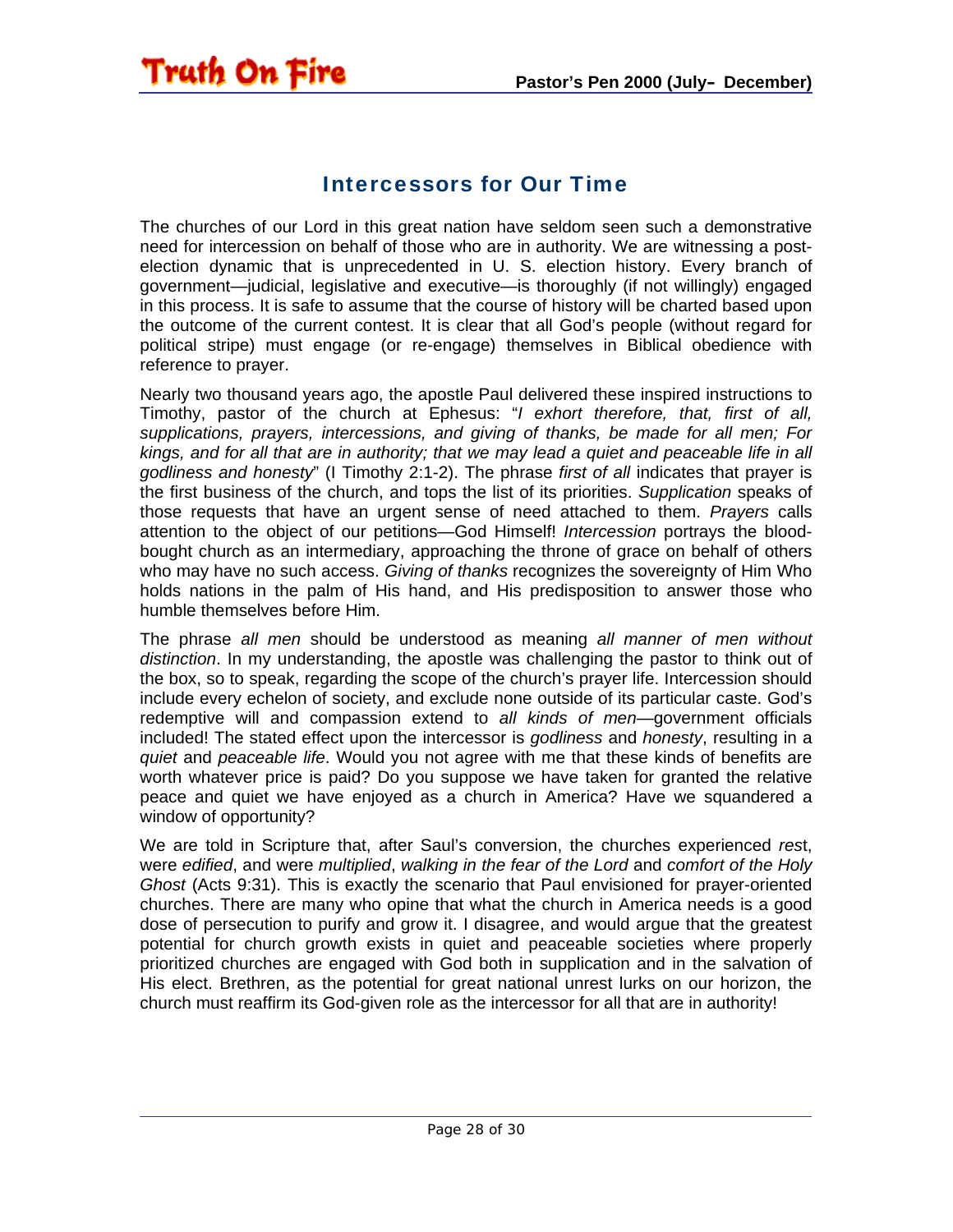## Intercessors for Our Time

The churches of our Lord in this great nation have seldom seen such a demonstrative need for intercession on behalf of those who are in authority. We are witnessing a post-election dynamic that is unprecedented in U. S. election history. Every branch of government—judicial, legislative and executive—is thoroughly (if not willingly) engaged in this process. It is safe to assume that the course of history will be charted based upon the outcome of the current contest. It is clear that all God's people (without regard for political stripe) must engage (or re-engage) themselves in Biblical obedience with reference to prayer.

Nearly two thousand years ago, the apostle Paul delivered these inspired instructions to Timothy, pastor of the church at Ephesus: "*I exhort therefore, that, first of all, supplications, prayers, intercessions, and giving of thanks, be made for all men; For kings, and for all that are in authority; that we may lead a quiet and peaceable life in all godliness and honesty*" (I Timothy 2:1-2). The phrase *first of all* indicates that prayer is the first business of the church, and tops the list of its priorities. *Supplication* speaks of those requests that have an urgent sense of need attached to them. *Prayers* calls attention to the object of our petitions—God Himself! *Intercession* portrays the blood-bought church as an intermediary, approaching the throne of grace on behalf of others who may have no such access. *Giving of thanks* recognizes the sovereignty of Him Who holds nations in the palm of His hand, and His predisposition to answer those who humble themselves before Him.

The phrase *all men* should be understood as meaning *all manner of men without distinction*. In my understanding, the apostle was challenging the pastor to think out of the box, so to speak, regarding the scope of the church's prayer life. Intercession should include every echelon of society, and exclude none outside of its particular caste. God's redemptive will and compassion extend to *all kinds of men*—government officials included! The stated effect upon the intercessor is *godliness* and *honesty*, resulting in a *quiet* and *peaceable life*. Would you not agree with me that these kinds of benefits are worth whatever price is paid? Do you suppose we have taken for granted the relative peace and quiet we have enjoyed as a church in America? Have we squandered a window of opportunity?

We are told in Scripture that, after Saul's conversion, the churches experienced *rest*, were *edified*, and were *multiplied*, *walking in the fear of the Lord* and *comfort of the Holy Ghost* (Acts 9:31). This is exactly the scenario that Paul envisioned for prayer-oriented churches. There are many who opine that what the church in America needs is a good dose of persecution to purify and grow it. I disagree, and would argue that the greatest potential for church growth exists in quiet and peaceable societies where properly prioritized churches are engaged with God both in supplication and in the salvation of His elect. Brethren, as the potential for great national unrest lurks on our horizon, the church must reaffirm its God-given role as the intercessor for all that are in authority!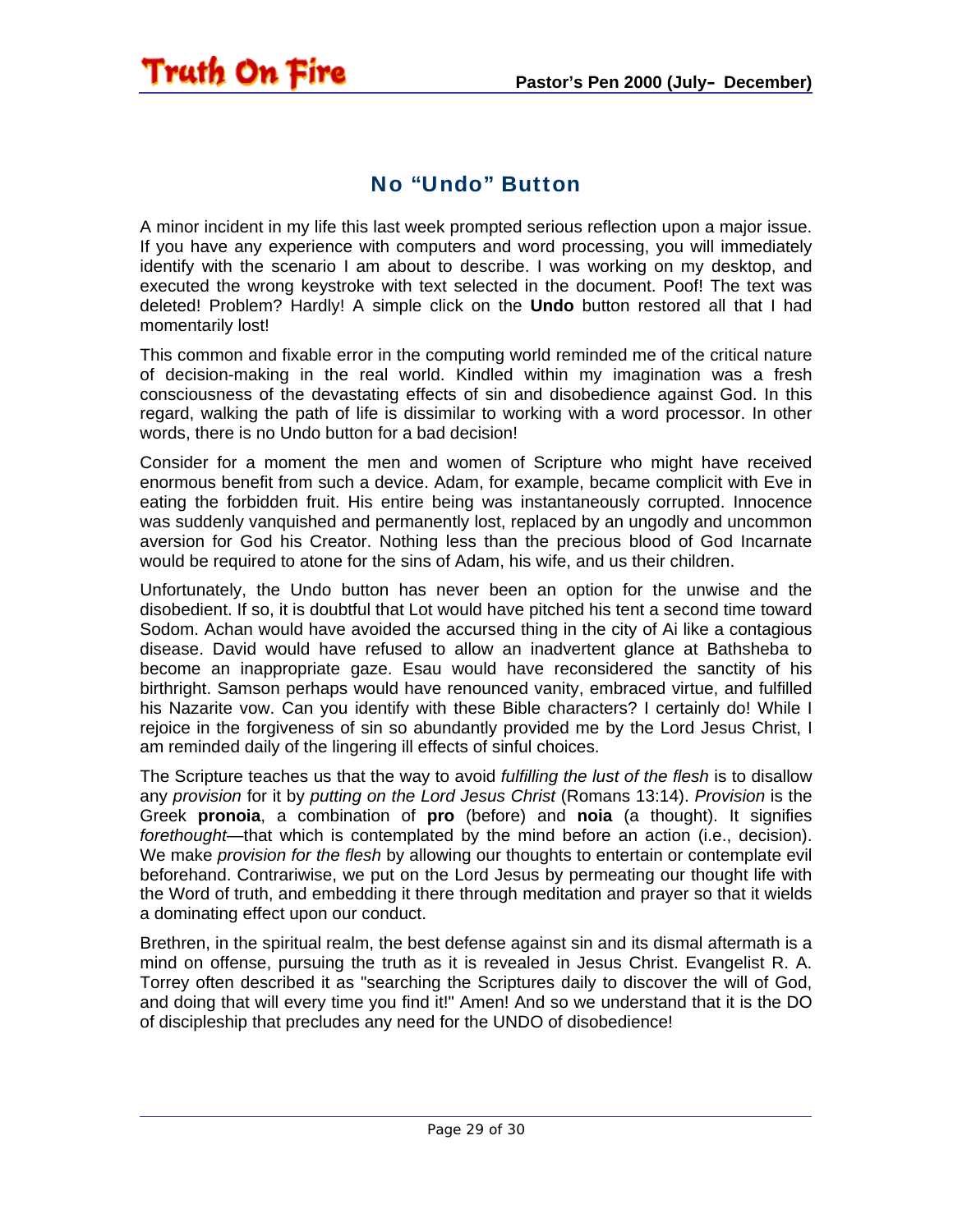## No "Undo" Button

A minor incident in my life this last week prompted serious reflection upon a major issue. If you have any experience with computers and word processing, you will immediately identify with the scenario I am about to describe. I was working on my desktop, and executed the wrong keystroke with text selected in the document. Poof! The text was deleted! Problem? Hardly! A simple click on the **Undo** button restored all that I had momentarily lost!

This common and fixable error in the computing world reminded me of the critical nature of decision-making in the real world. Kindled within my imagination was a fresh consciousness of the devastating effects of sin and disobedience against God. In this regard, walking the path of life is dissimilar to working with a word processor. In other words, there is no Undo button for a bad decision!

Consider for a moment the men and women of Scripture who might have received enormous benefit from such a device. Adam, for example, became complicit with Eve in eating the forbidden fruit. His entire being was instantaneously corrupted. Innocence was suddenly vanquished and permanently lost, replaced by an ungodly and uncommon aversion for God his Creator. Nothing less than the precious blood of God Incarnate would be required to atone for the sins of Adam, his wife, and us their children.

Unfortunately, the Undo button has never been an option for the unwise and the disobedient. If so, it is doubtful that Lot would have pitched his tent a second time toward Sodom. Achan would have avoided the accursed thing in the city of Ai like a contagious disease. David would have refused to allow an inadvertent glance at Bathsheba to become an inappropriate gaze. Esau would have reconsidered the sanctity of his birthright. Samson perhaps would have renounced vanity, embraced virtue, and fulfilled his Nazarite vow. Can you identify with these Bible characters? I certainly do! While I rejoice in the forgiveness of sin so abundantly provided me by the Lord Jesus Christ, I am reminded daily of the lingering ill effects of sinful choices.

The Scripture teaches us that the way to avoid *fulfilling the lust of the flesh* is to disallow any *provision* for it by *putting on the Lord Jesus Christ* (Romans 13:14). *Provision* is the Greek **pronoia**, a combination of **pro** (before) and **noia** (a thought). It signifies *forethought*—that which is contemplated by the mind before an action (i.e., decision). We make *provision for the flesh* by allowing our thoughts to entertain or contemplate evil beforehand. Contrariwise, we put on the Lord Jesus by permeating our thought life with the Word of truth, and embedding it there through meditation and prayer so that it wields a dominating effect upon our conduct.

Brethren, in the spiritual realm, the best defense against sin and its dismal aftermath is a mind on offense, pursuing the truth as it is revealed in Jesus Christ. Evangelist R. A. Torrey often described it as "searching the Scriptures daily to discover the will of God, and doing that will every time you find it!" Amen! And so we understand that it is the DO of discipleship that precludes any need for the UNDO of disobedience!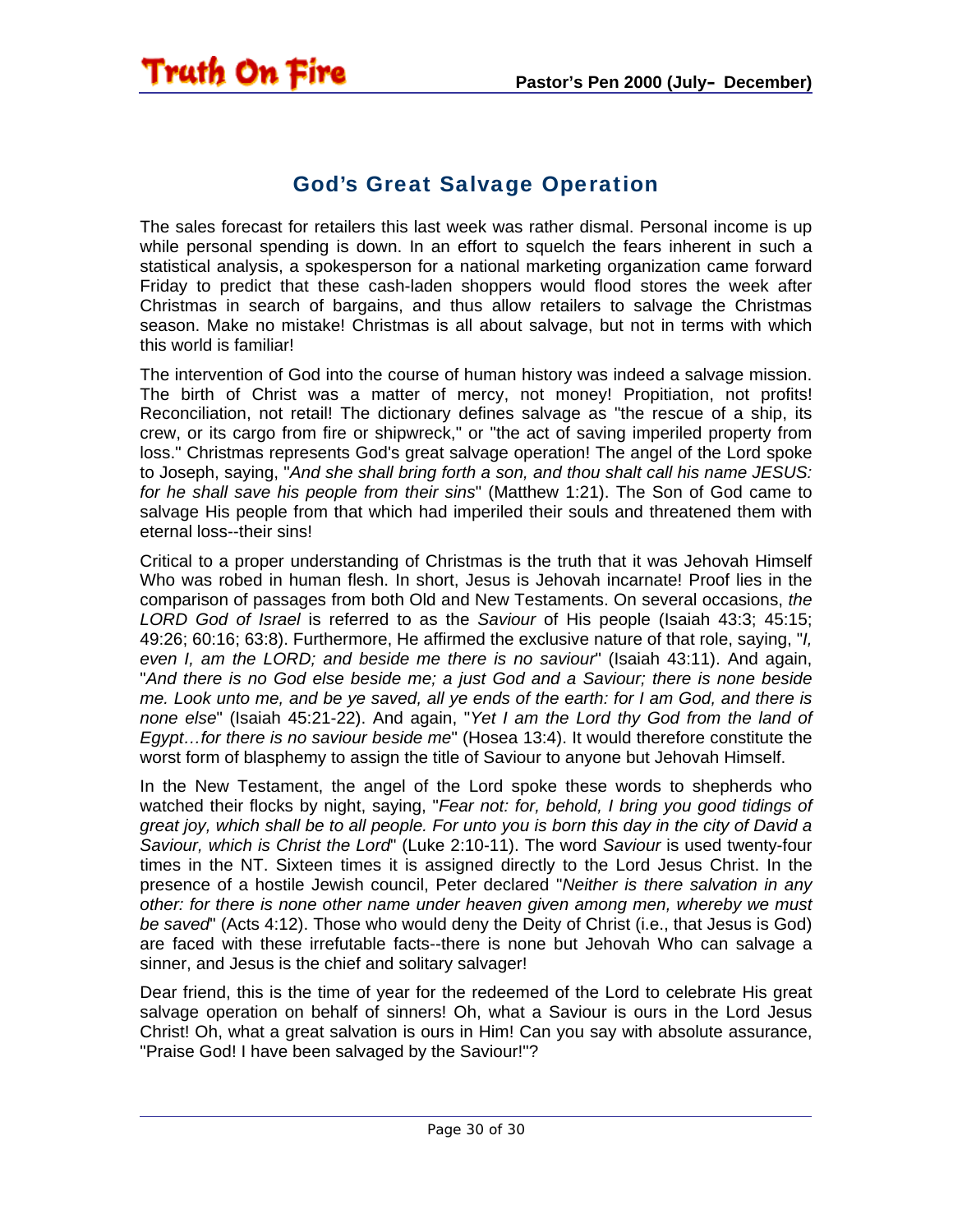## God's Great Salvage Operation

The sales forecast for retailers this last week was rather dismal. Personal income is up while personal spending is down. In an effort to squelch the fears inherent in such a statistical analysis, a spokesperson for a national marketing organization came forward Friday to predict that these cash-laden shoppers would flood stores the week after Christmas in search of bargains, and thus allow retailers to salvage the Christmas season. Make no mistake! Christmas is all about salvage, but not in terms with which this world is familiar!

The intervention of God into the course of human history was indeed a salvage mission. The birth of Christ was a matter of mercy, not money! Propitiation, not profits! Reconciliation, not retail! The dictionary defines salvage as "the rescue of a ship, its crew, or its cargo from fire or shipwreck," or "the act of saving imperiled property from loss." Christmas represents God's great salvage operation! The angel of the Lord spoke to Joseph, saying, "*And she shall bring forth a son, and thou shalt call his name JESUS: for he shall save his people from their sins*" (Matthew 1:21). The Son of God came to salvage His people from that which had imperiled their souls and threatened them with eternal loss--their sins!

Critical to a proper understanding of Christmas is the truth that it was Jehovah Himself Who was robed in human flesh. In short, Jesus is Jehovah incarnate! Proof lies in the comparison of passages from both Old and New Testaments. On several occasions, *the LORD God of Israel* is referred to as the *Saviour* of His people (Isaiah 43:3; 45:15; 49:26; 60:16; 63:8). Furthermore, He affirmed the exclusive nature of that role, saying, "*I, even I, am the LORD; and beside me there is no saviour*" (Isaiah 43:11). And again, "*And there is no God else beside me; a just God and a Saviour; there is none beside me. Look unto me, and be ye saved, all ye ends of the earth: for I am God, and there is none else*" (Isaiah 45:21-22). And again, "*Yet I am the Lord thy God from the land of Egypt…for there is no saviour beside me*" (Hosea 13:4). It would therefore constitute the worst form of blasphemy to assign the title of Saviour to anyone but Jehovah Himself.

In the New Testament, the angel of the Lord spoke these words to shepherds who watched their flocks by night, saying, "*Fear not: for, behold, I bring you good tidings of great joy, which shall be to all people. For unto you is born this day in the city of David a Saviour, which is Christ the Lord*" (Luke 2:10-11). The word *Saviour* is used twenty-four times in the NT. Sixteen times it is assigned directly to the Lord Jesus Christ. In the presence of a hostile Jewish council, Peter declared "*Neither is there salvation in any other: for there is none other name under heaven given among men, whereby we must be saved*" (Acts 4:12). Those who would deny the Deity of Christ (i.e., that Jesus is God) are faced with these irrefutable facts--there is none but Jehovah Who can salvage a sinner, and Jesus is the chief and solitary salvager!

Dear friend, this is the time of year for the redeemed of the Lord to celebrate His great salvage operation on behalf of sinners! Oh, what a Saviour is ours in the Lord Jesus Christ! Oh, what a great salvation is ours in Him! Can you say with absolute assurance, "Praise God! I have been salvaged by the Saviour!"?